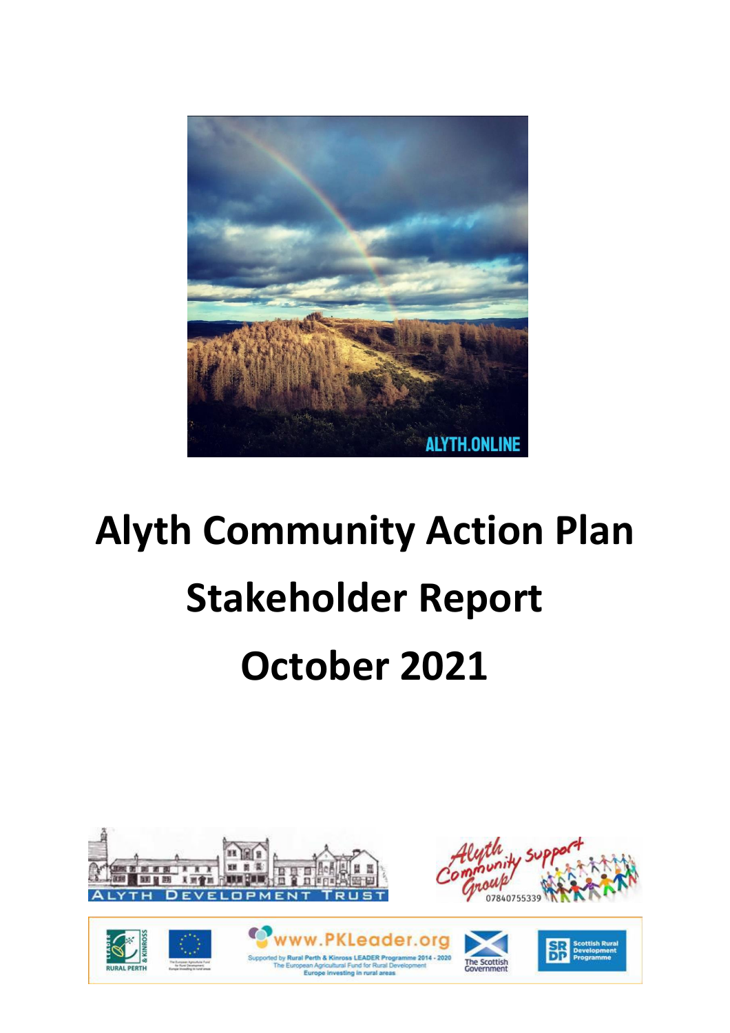# Alyth Community Action Plan

# Stakeholder Report

# October 2021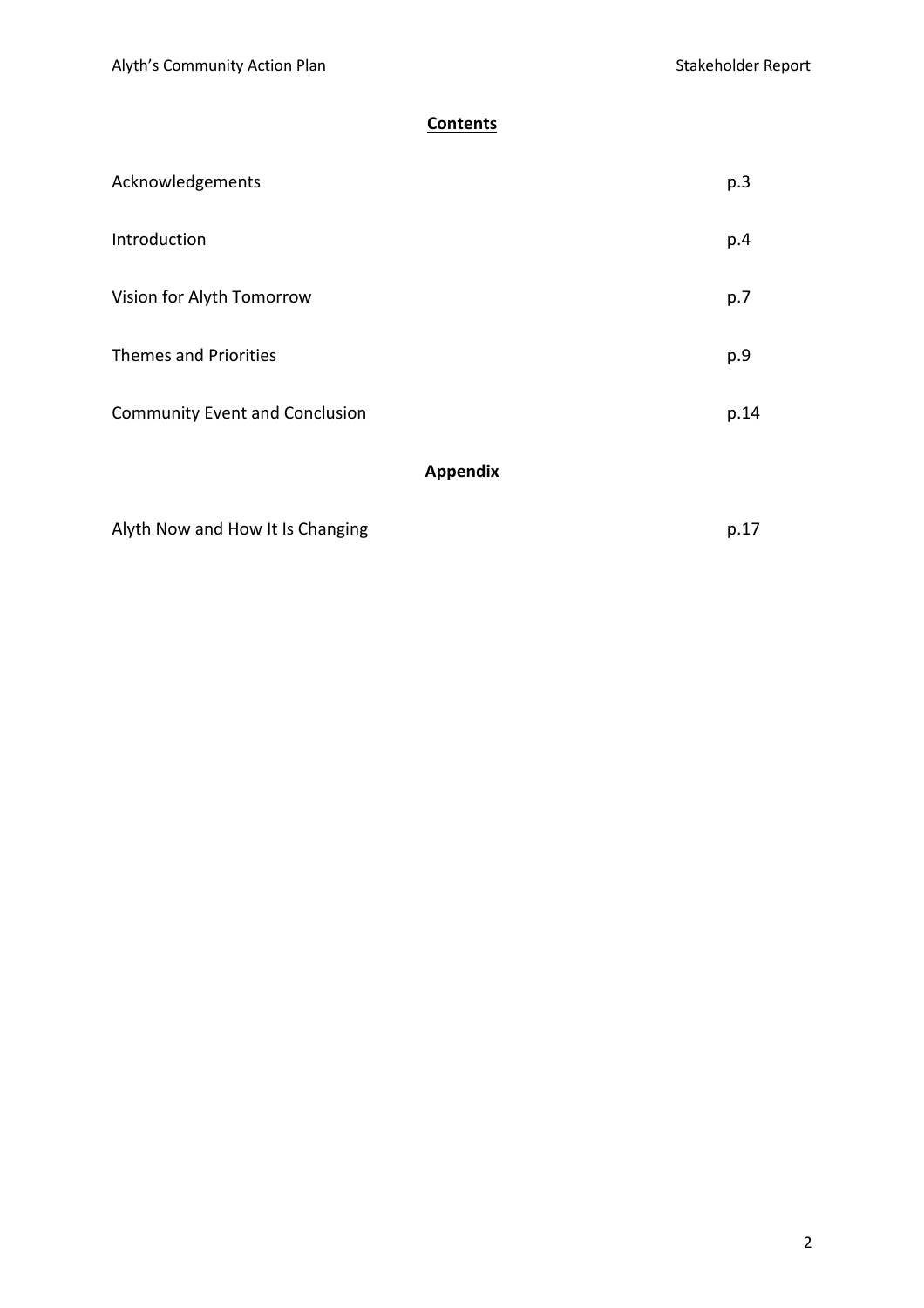## Contents

| | |
|---|---|
| Acknowledgements | p.3 |
| Introduction | p.4 |
| Vision for Alyth Tomorrow | p.7 |
| Themes and Priorities | p.9 |
| Community Event and Conclusion | p.14 |

## Appendix

| | |
|---|---|
| Alyth Now and How It Is Changing | p.17 |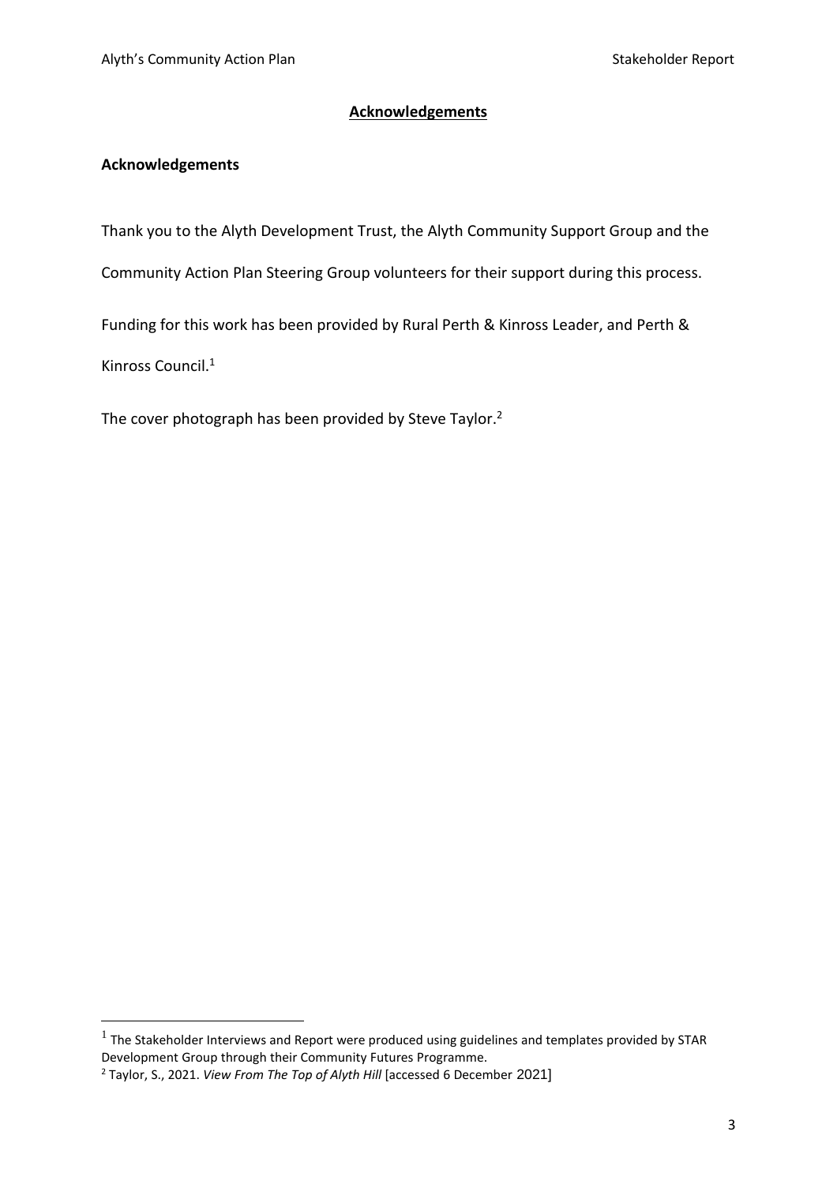## Acknowledgements

### Acknowledgements

Thank you to the Alyth Development Trust, the Alyth Community Support Group and the Community Action Plan Steering Group volunteers for their support during this process.

Funding for this work has been provided by Rural Perth & Kinross Leader, and Perth & Kinross Council.[1]

The cover photograph has been provided by Steve Taylor.[2]

---

[1] The Stakeholder Interviews and Report were produced using guidelines and templates provided by STAR Development Group through their Community Futures Programme.

[2] Taylor, S., 2021. *View From The Top of Alyth Hill* [accessed 6 December 2021]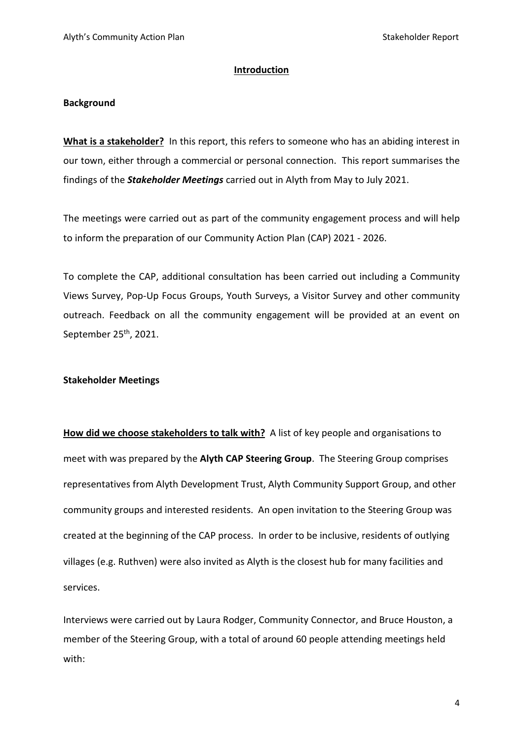# Introduction

## Background

**What is a stakeholder?** In this report, this refers to someone who has an abiding interest in our town, either through a commercial or personal connection. This report summarises the findings of the ***Stakeholder Meetings*** carried out in Alyth from May to July 2021.

The meetings were carried out as part of the community engagement process and will help to inform the preparation of our Community Action Plan (CAP) 2021 - 2026.

To complete the CAP, additional consultation has been carried out including a Community Views Survey, Pop-Up Focus Groups, Youth Surveys, a Visitor Survey and other community outreach. Feedback on all the community engagement will be provided at an event on September 25th, 2021.

## Stakeholder Meetings

**How did we choose stakeholders to talk with?** A list of key people and organisations to meet with was prepared by the **Alyth CAP Steering Group**. The Steering Group comprises representatives from Alyth Development Trust, Alyth Community Support Group, and other community groups and interested residents. An open invitation to the Steering Group was created at the beginning of the CAP process. In order to be inclusive, residents of outlying villages (e.g. Ruthven) were also invited as Alyth is the closest hub for many facilities and services.

Interviews were carried out by Laura Rodger, Community Connector, and Bruce Houston, a member of the Steering Group, with a total of around 60 people attending meetings held with: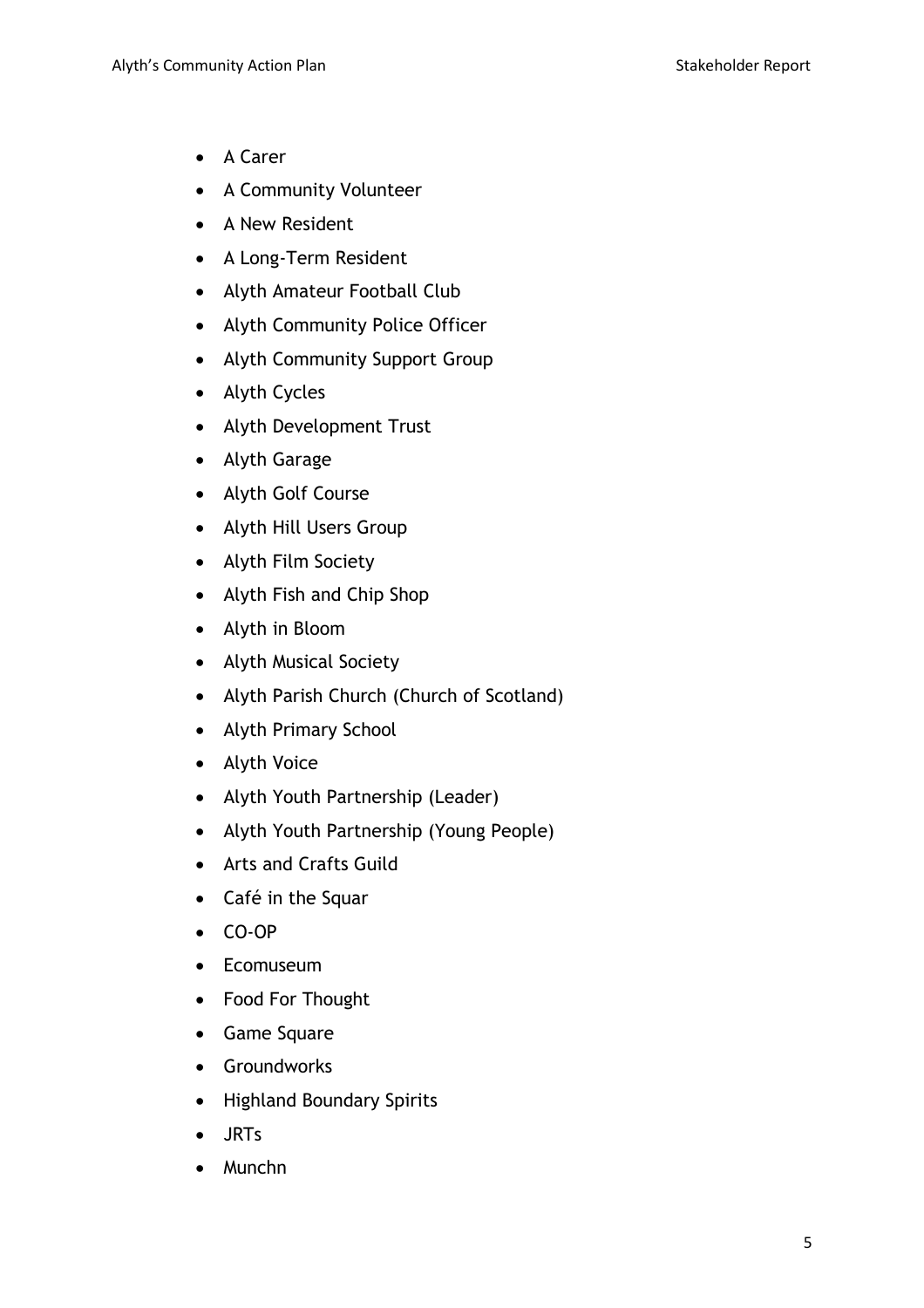- A Carer
- A Community Volunteer
- A New Resident
- A Long-Term Resident
- Alyth Amateur Football Club
- Alyth Community Police Officer
- Alyth Community Support Group
- Alyth Cycles
- Alyth Development Trust
- Alyth Garage
- Alyth Golf Course
- Alyth Hill Users Group
- Alyth Film Society
- Alyth Fish and Chip Shop
- Alyth in Bloom
- Alyth Musical Society
- Alyth Parish Church (Church of Scotland)
- Alyth Primary School
- Alyth Voice
- Alyth Youth Partnership (Leader)
- Alyth Youth Partnership (Young People)
- Arts and Crafts Guild
- Café in the Squar
- CO-OP
- Ecomuseum
- Food For Thought
- Game Square
- Groundworks
- Highland Boundary Spirits
- JRTs
- Munchn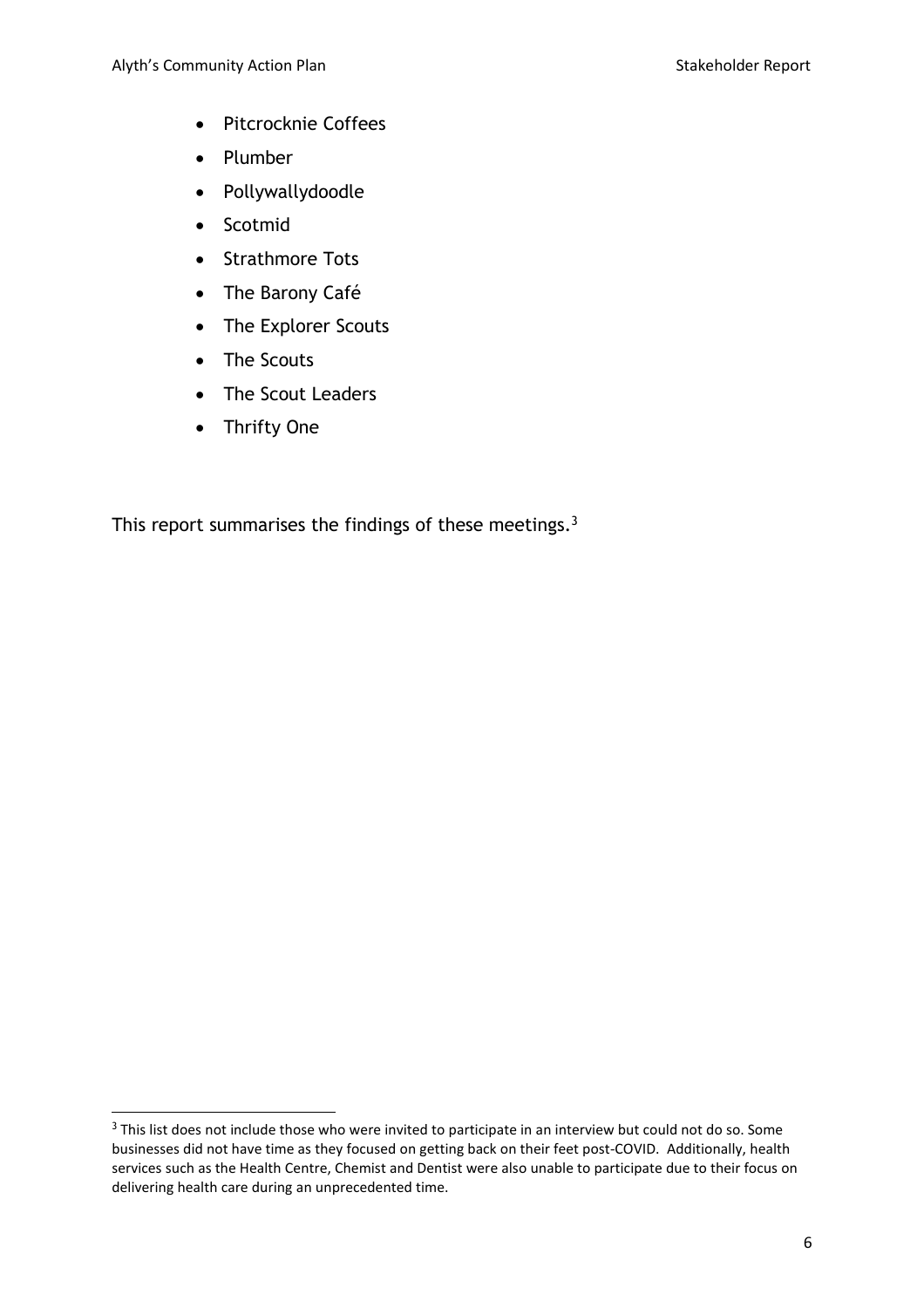- Pitcrocknie Coffees
- Plumber
- Pollywallydoodle
- Scotmid
- Strathmore Tots
- The Barony Café
- The Explorer Scouts
- The Scouts
- The Scout Leaders
- Thrifty One

This report summarises the findings of these meetings.[3]

[3] This list does not include those who were invited to participate in an interview but could not do so. Some businesses did not have time as they focused on getting back on their feet post-COVID. Additionally, health services such as the Health Centre, Chemist and Dentist were also unable to participate due to their focus on delivering health care during an unprecedented time.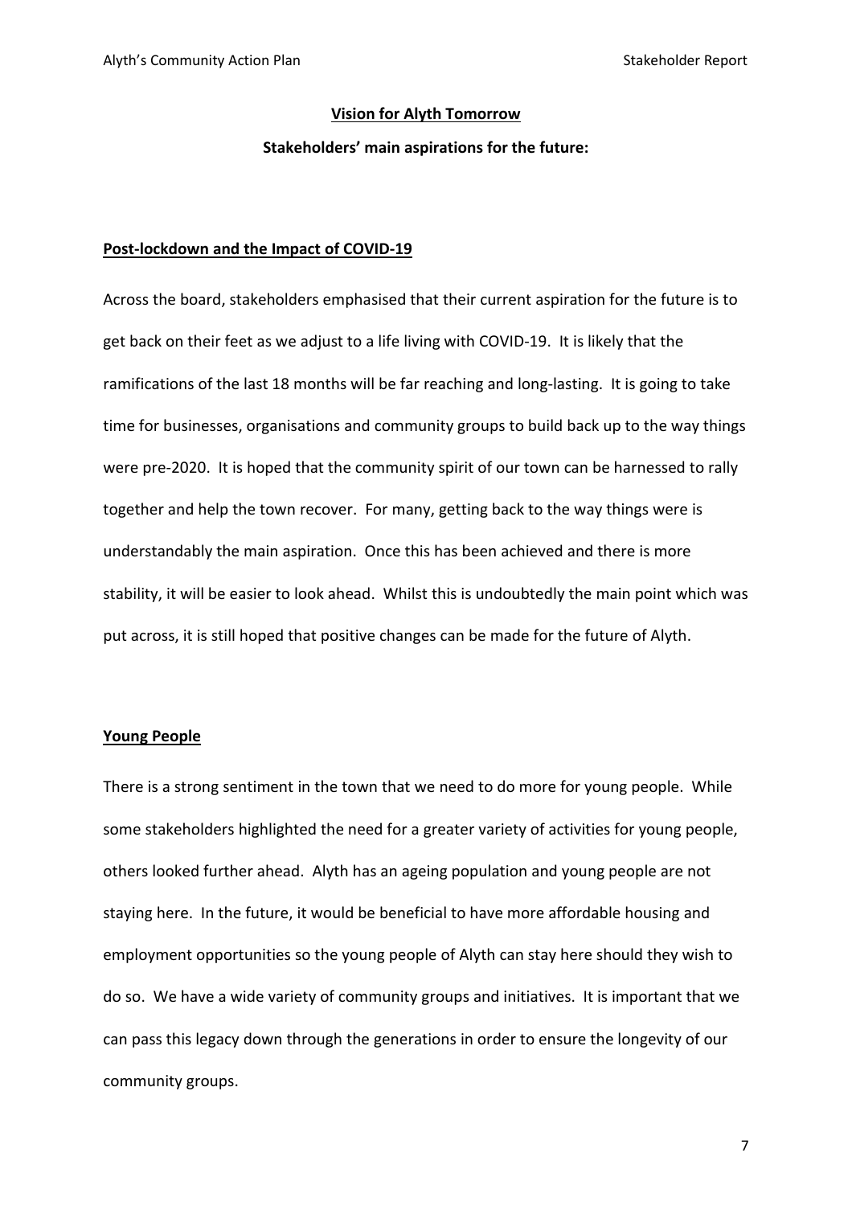## Vision for Alyth Tomorrow

**Stakeholders' main aspirations for the future:**

### Post-lockdown and the Impact of COVID-19

Across the board, stakeholders emphasised that their current aspiration for the future is to get back on their feet as we adjust to a life living with COVID-19. It is likely that the ramifications of the last 18 months will be far reaching and long-lasting. It is going to take time for businesses, organisations and community groups to build back up to the way things were pre-2020. It is hoped that the community spirit of our town can be harnessed to rally together and help the town recover. For many, getting back to the way things were is understandably the main aspiration. Once this has been achieved and there is more stability, it will be easier to look ahead. Whilst this is undoubtedly the main point which was put across, it is still hoped that positive changes can be made for the future of Alyth.

### Young People

There is a strong sentiment in the town that we need to do more for young people. While some stakeholders highlighted the need for a greater variety of activities for young people, others looked further ahead. Alyth has an ageing population and young people are not staying here. In the future, it would be beneficial to have more affordable housing and employment opportunities so the young people of Alyth can stay here should they wish to do so. We have a wide variety of community groups and initiatives. It is important that we can pass this legacy down through the generations in order to ensure the longevity of our community groups.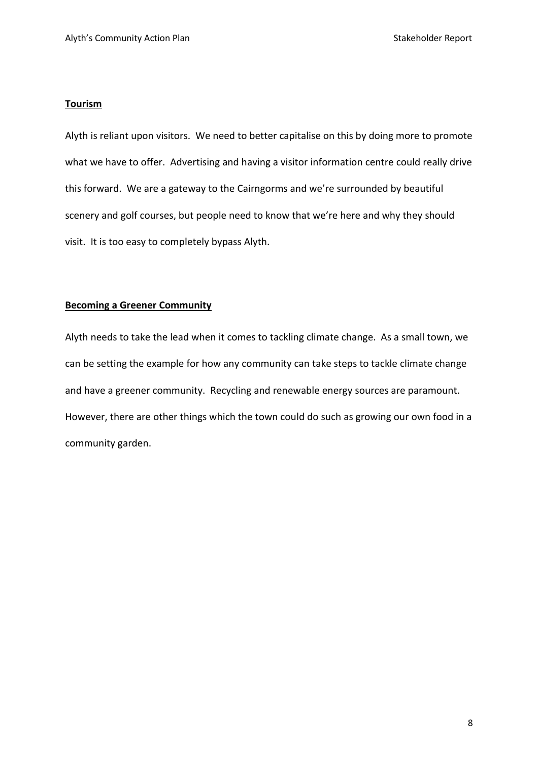## Tourism

Alyth is reliant upon visitors. We need to better capitalise on this by doing more to promote what we have to offer. Advertising and having a visitor information centre could really drive this forward. We are a gateway to the Cairngorms and we're surrounded by beautiful scenery and golf courses, but people need to know that we're here and why they should visit. It is too easy to completely bypass Alyth.

## Becoming a Greener Community

Alyth needs to take the lead when it comes to tackling climate change. As a small town, we can be setting the example for how any community can take steps to tackle climate change and have a greener community. Recycling and renewable energy sources are paramount. However, there are other things which the town could do such as growing our own food in a community garden.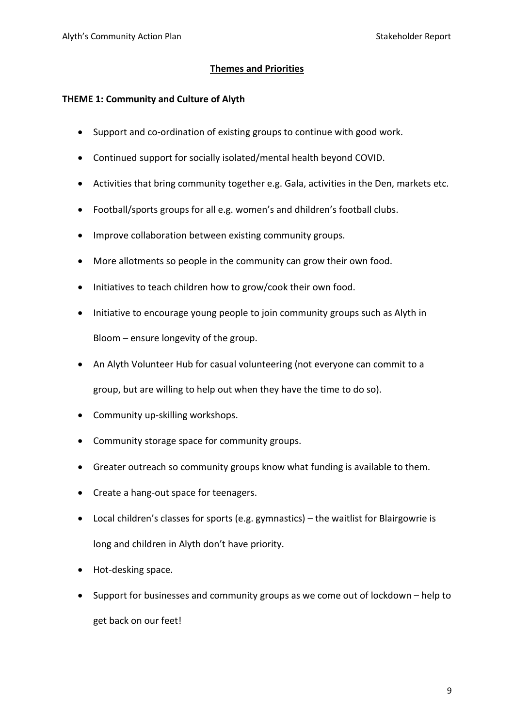## Themes and Priorities

### THEME 1: Community and Culture of Alyth

- Support and co-ordination of existing groups to continue with good work.
- Continued support for socially isolated/mental health beyond COVID.
- Activities that bring community together e.g. Gala, activities in the Den, markets etc.
- Football/sports groups for all e.g. women's and dhildren's football clubs.
- Improve collaboration between existing community groups.
- More allotments so people in the community can grow their own food.
- Initiatives to teach children how to grow/cook their own food.
- Initiative to encourage young people to join community groups such as Alyth in Bloom – ensure longevity of the group.
- An Alyth Volunteer Hub for casual volunteering (not everyone can commit to a group, but are willing to help out when they have the time to do so).
- Community up-skilling workshops.
- Community storage space for community groups.
- Greater outreach so community groups know what funding is available to them.
- Create a hang-out space for teenagers.
- Local children's classes for sports (e.g. gymnastics) – the waitlist for Blairgowrie is long and children in Alyth don't have priority.
- Hot-desking space.
- Support for businesses and community groups as we come out of lockdown – help to get back on our feet!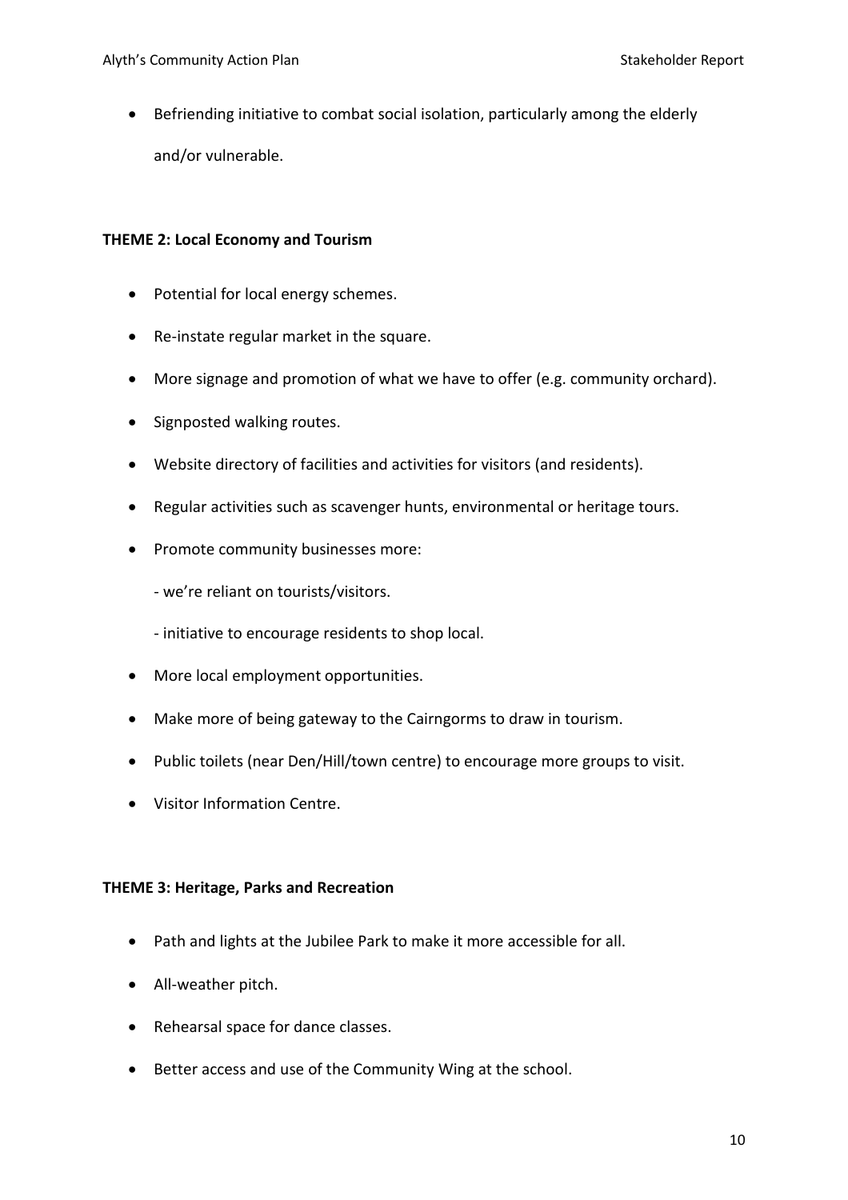- Befriending initiative to combat social isolation, particularly among the elderly and/or vulnerable.

**THEME 2: Local Economy and Tourism**

- Potential for local energy schemes.
- Re-instate regular market in the square.
- More signage and promotion of what we have to offer (e.g. community orchard).
- Signposted walking routes.
- Website directory of facilities and activities for visitors (and residents).
- Regular activities such as scavenger hunts, environmental or heritage tours.
- Promote community businesses more:
  - we're reliant on tourists/visitors.
  - initiative to encourage residents to shop local.
- More local employment opportunities.
- Make more of being gateway to the Cairngorms to draw in tourism.
- Public toilets (near Den/Hill/town centre) to encourage more groups to visit.
- Visitor Information Centre.

**THEME 3: Heritage, Parks and Recreation**

- Path and lights at the Jubilee Park to make it more accessible for all.
- All-weather pitch.
- Rehearsal space for dance classes.
- Better access and use of the Community Wing at the school.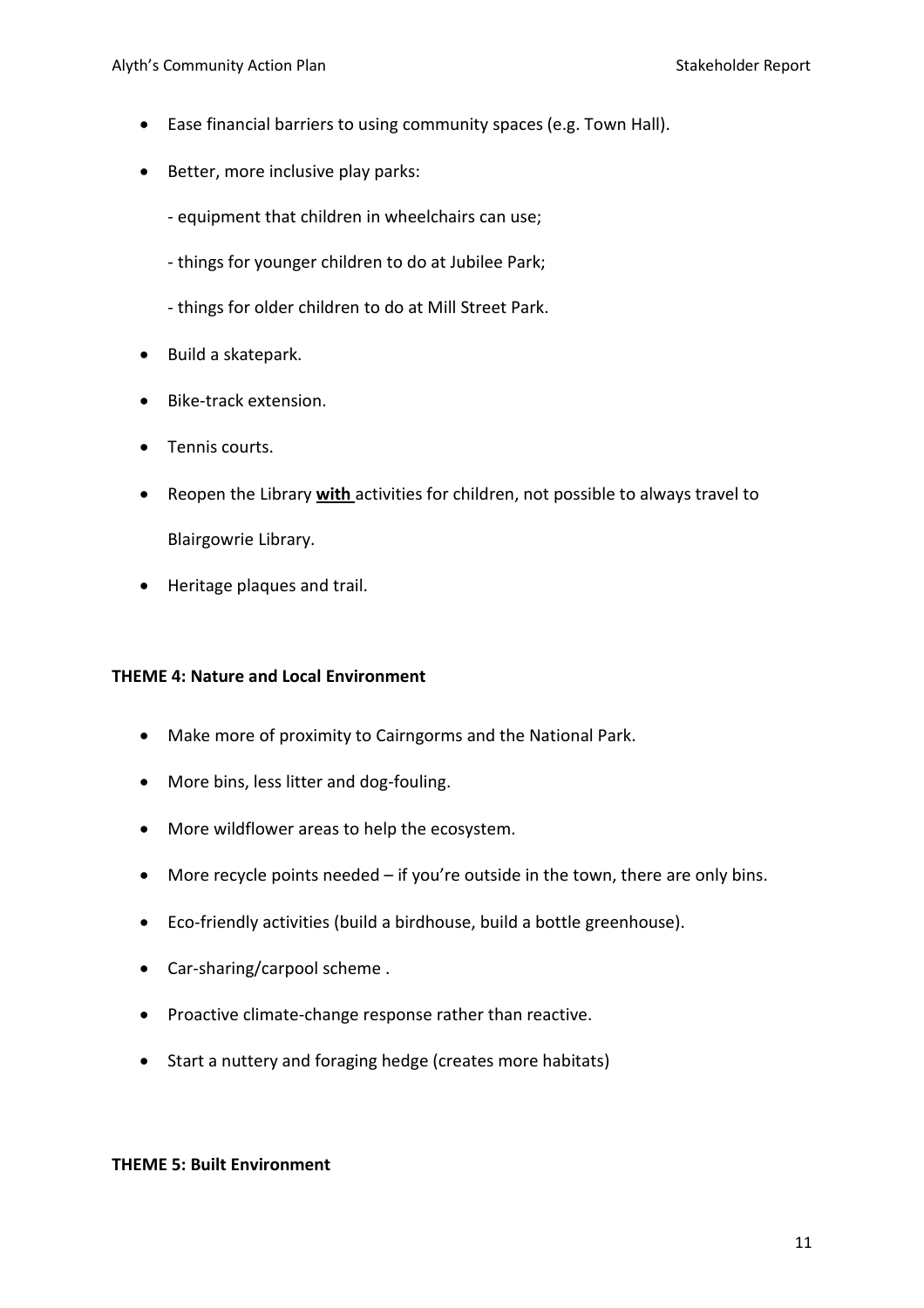- Ease financial barriers to using community spaces (e.g. Town Hall).
- Better, more inclusive play parks:

  - equipment that children in wheelchairs can use;

  - things for younger children to do at Jubilee Park;

  - things for older children to do at Mill Street Park.
- Build a skatepark.
- Bike-track extension.
- Tennis courts.
- Reopen the Library **with** activities for children, not possible to always travel to Blairgowrie Library.
- Heritage plaques and trail.

**THEME 4: Nature and Local Environment**

- Make more of proximity to Cairngorms and the National Park.
- More bins, less litter and dog-fouling.
- More wildflower areas to help the ecosystem.
- More recycle points needed – if you're outside in the town, there are only bins.
- Eco-friendly activities (build a birdhouse, build a bottle greenhouse).
- Car-sharing/carpool scheme .
- Proactive climate-change response rather than reactive.
- Start a nuttery and foraging hedge (creates more habitats)

**THEME 5: Built Environment**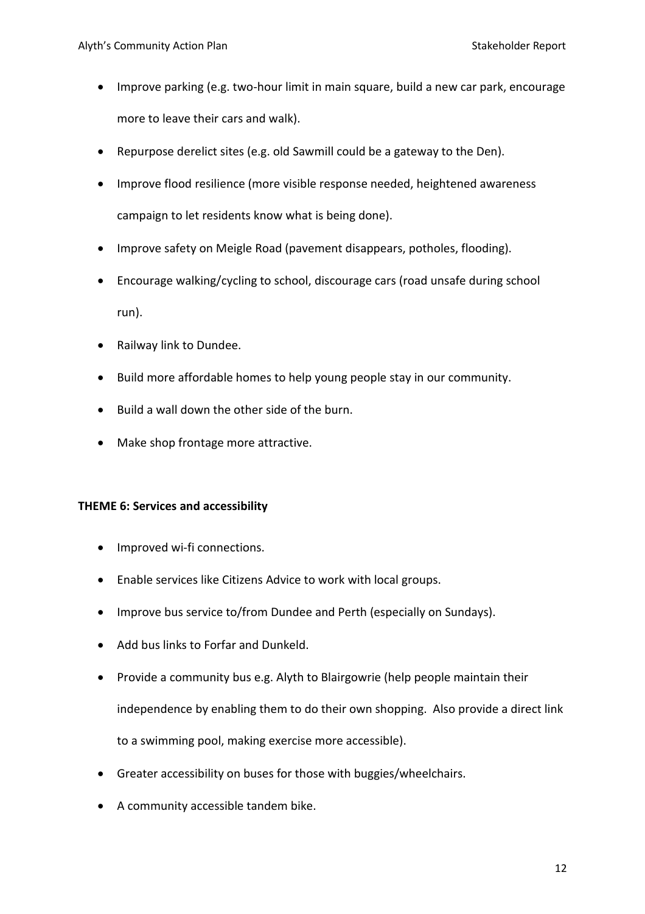- Improve parking (e.g. two-hour limit in main square, build a new car park, encourage more to leave their cars and walk).
- Repurpose derelict sites (e.g. old Sawmill could be a gateway to the Den).
- Improve flood resilience (more visible response needed, heightened awareness campaign to let residents know what is being done).
- Improve safety on Meigle Road (pavement disappears, potholes, flooding).
- Encourage walking/cycling to school, discourage cars (road unsafe during school run).
- Railway link to Dundee.
- Build more affordable homes to help young people stay in our community.
- Build a wall down the other side of the burn.
- Make shop frontage more attractive.

**THEME 6: Services and accessibility**

- Improved wi-fi connections.
- Enable services like Citizens Advice to work with local groups.
- Improve bus service to/from Dundee and Perth (especially on Sundays).
- Add bus links to Forfar and Dunkeld.
- Provide a community bus e.g. Alyth to Blairgowrie (help people maintain their independence by enabling them to do their own shopping. Also provide a direct link to a swimming pool, making exercise more accessible).
- Greater accessibility on buses for those with buggies/wheelchairs.
- A community accessible tandem bike.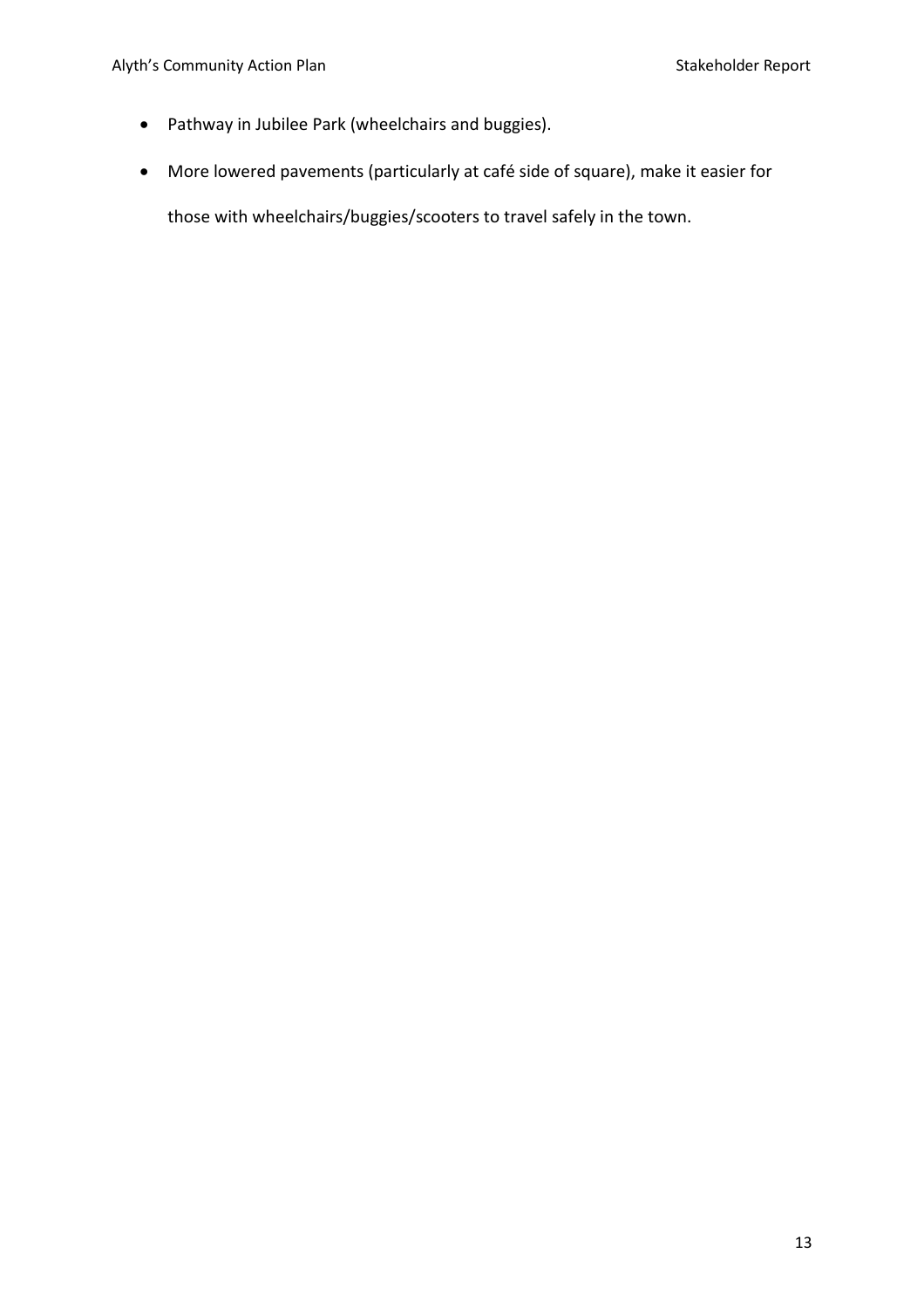- Pathway in Jubilee Park (wheelchairs and buggies).
- More lowered pavements (particularly at café side of square), make it easier for those with wheelchairs/buggies/scooters to travel safely in the town.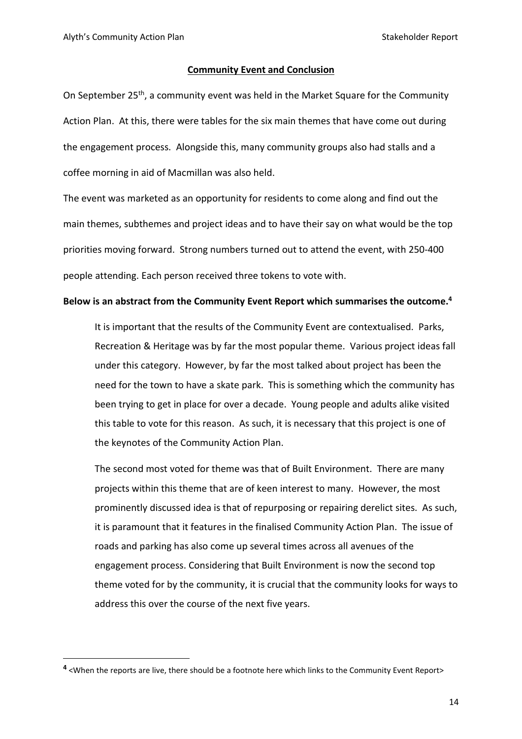## Community Event and Conclusion

On September 25th, a community event was held in the Market Square for the Community Action Plan. At this, there were tables for the six main themes that have come out during the engagement process. Alongside this, many community groups also had stalls and a coffee morning in aid of Macmillan was also held.

The event was marketed as an opportunity for residents to come along and find out the main themes, subthemes and project ideas and to have their say on what would be the top priorities moving forward. Strong numbers turned out to attend the event, with 250-400 people attending. Each person received three tokens to vote with.

**Below is an abstract from the Community Event Report which summarises the outcome.[4]**

> It is important that the results of the Community Event are contextualised. Parks, Recreation & Heritage was by far the most popular theme. Various project ideas fall under this category. However, by far the most talked about project has been the need for the town to have a skate park. This is something which the community has been trying to get in place for over a decade. Young people and adults alike visited this table to vote for this reason. As such, it is necessary that this project is one of the keynotes of the Community Action Plan.
>
> The second most voted for theme was that of Built Environment. There are many projects within this theme that are of keen interest to many. However, the most prominently discussed idea is that of repurposing or repairing derelict sites. As such, it is paramount that it features in the finalised Community Action Plan. The issue of roads and parking has also come up several times across all avenues of the engagement process. Considering that Built Environment is now the second top theme voted for by the community, it is crucial that the community looks for ways to address this over the course of the next five years.

[4] <When the reports are live, there should be a footnote here which links to the Community Event Report>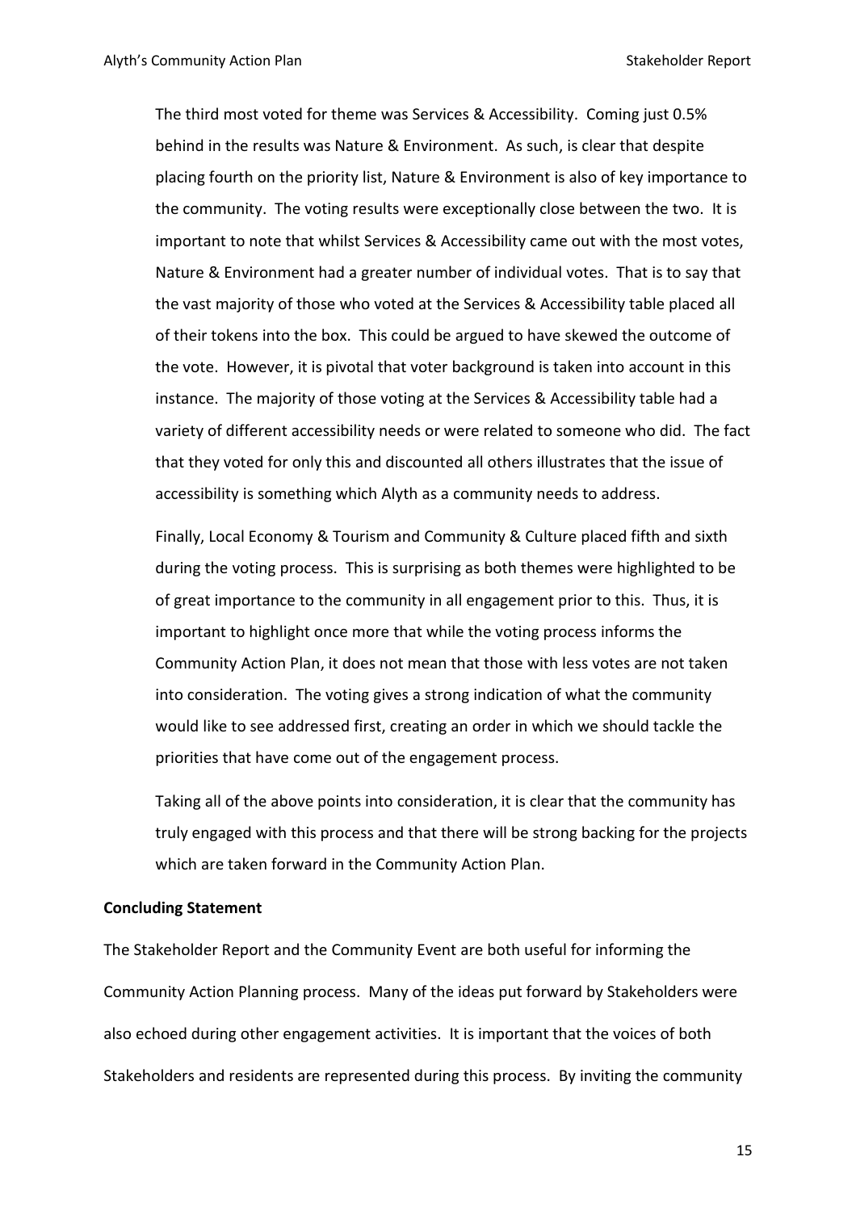The third most voted for theme was Services & Accessibility. Coming just 0.5% behind in the results was Nature & Environment. As such, is clear that despite placing fourth on the priority list, Nature & Environment is also of key importance to the community. The voting results were exceptionally close between the two. It is important to note that whilst Services & Accessibility came out with the most votes, Nature & Environment had a greater number of individual votes. That is to say that the vast majority of those who voted at the Services & Accessibility table placed all of their tokens into the box. This could be argued to have skewed the outcome of the vote. However, it is pivotal that voter background is taken into account in this instance. The majority of those voting at the Services & Accessibility table had a variety of different accessibility needs or were related to someone who did. The fact that they voted for only this and discounted all others illustrates that the issue of accessibility is something which Alyth as a community needs to address.

Finally, Local Economy & Tourism and Community & Culture placed fifth and sixth during the voting process. This is surprising as both themes were highlighted to be of great importance to the community in all engagement prior to this. Thus, it is important to highlight once more that while the voting process informs the Community Action Plan, it does not mean that those with less votes are not taken into consideration. The voting gives a strong indication of what the community would like to see addressed first, creating an order in which we should tackle the priorities that have come out of the engagement process.

Taking all of the above points into consideration, it is clear that the community has truly engaged with this process and that there will be strong backing for the projects which are taken forward in the Community Action Plan.

**Concluding Statement**

The Stakeholder Report and the Community Event are both useful for informing the Community Action Planning process. Many of the ideas put forward by Stakeholders were also echoed during other engagement activities. It is important that the voices of both Stakeholders and residents are represented during this process. By inviting the community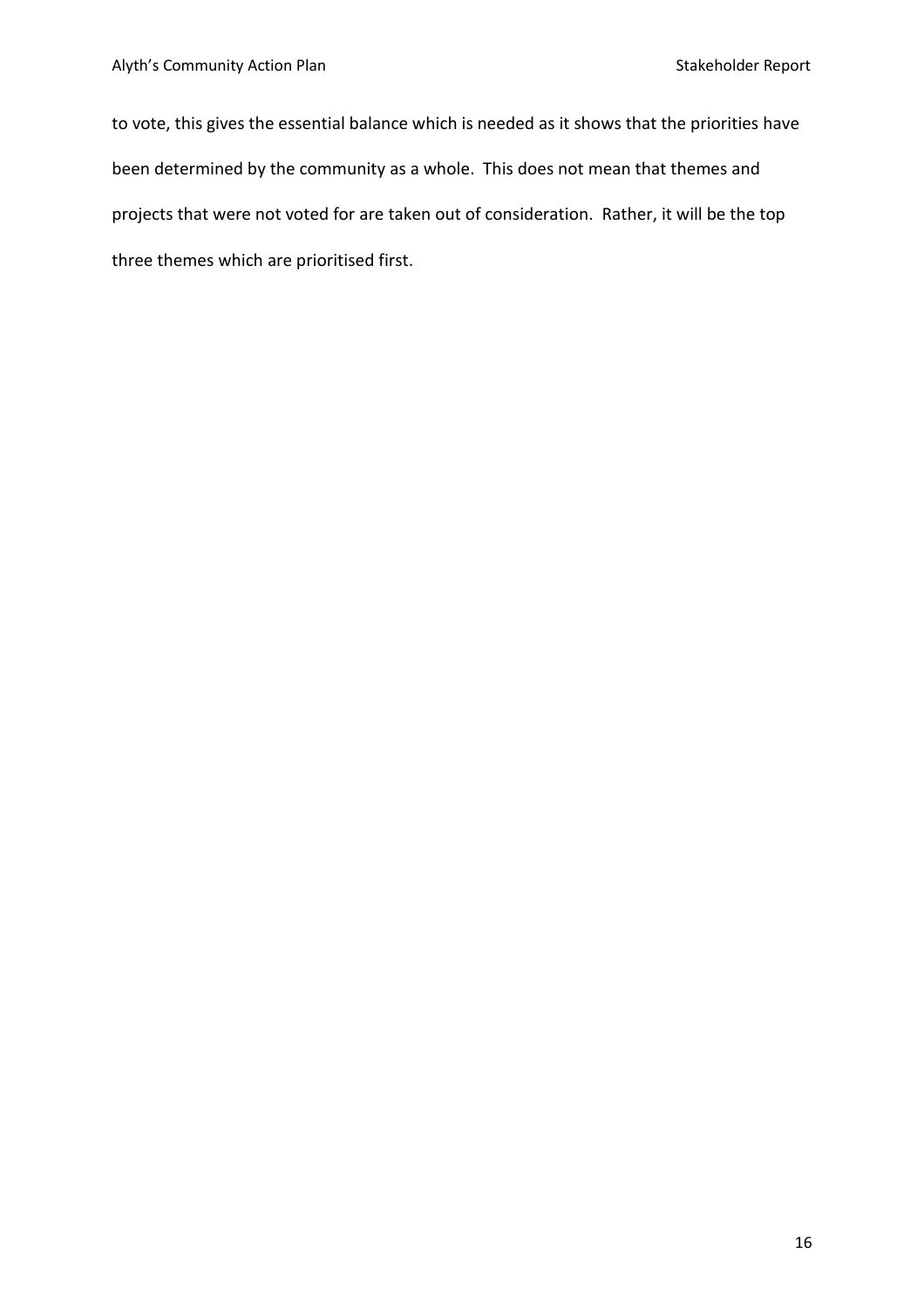to vote, this gives the essential balance which is needed as it shows that the priorities have been determined by the community as a whole. This does not mean that themes and projects that were not voted for are taken out of consideration. Rather, it will be the top three themes which are prioritised first.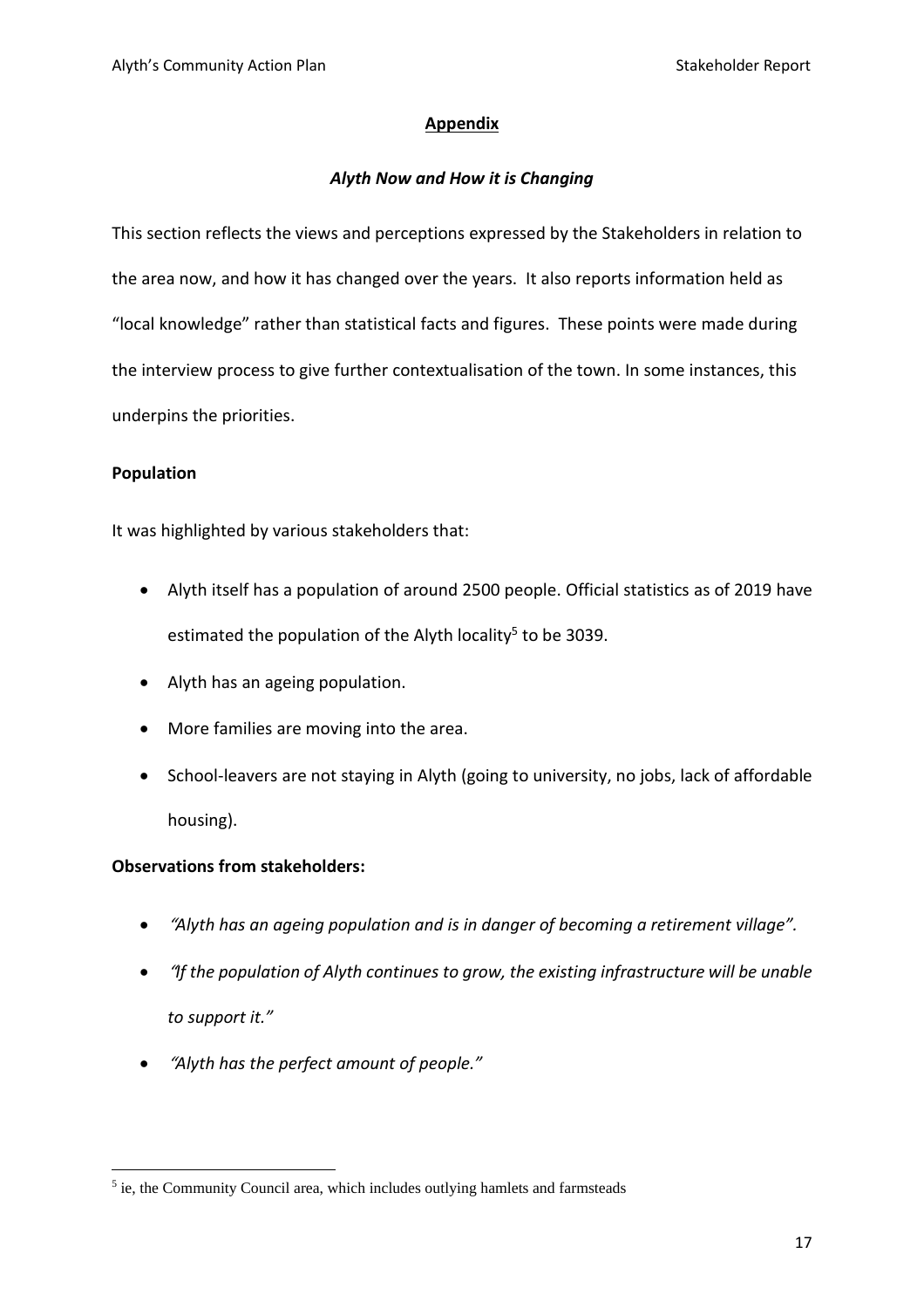## Appendix

### *Alyth Now and How it is Changing*

This section reflects the views and perceptions expressed by the Stakeholders in relation to the area now, and how it has changed over the years. It also reports information held as "local knowledge" rather than statistical facts and figures. These points were made during the interview process to give further contextualisation of the town. In some instances, this underpins the priorities.

**Population**

It was highlighted by various stakeholders that:

- Alyth itself has a population of around 2500 people. Official statistics as of 2019 have estimated the population of the Alyth locality[5] to be 3039.
- Alyth has an ageing population.
- More families are moving into the area.
- School-leavers are not staying in Alyth (going to university, no jobs, lack of affordable housing).

**Observations from stakeholders:**

- *"Alyth has an ageing population and is in danger of becoming a retirement village".*
- *"If the population of Alyth continues to grow, the existing infrastructure will be unable to support it."*
- *"Alyth has the perfect amount of people."*

[5] ie, the Community Council area, which includes outlying hamlets and farmsteads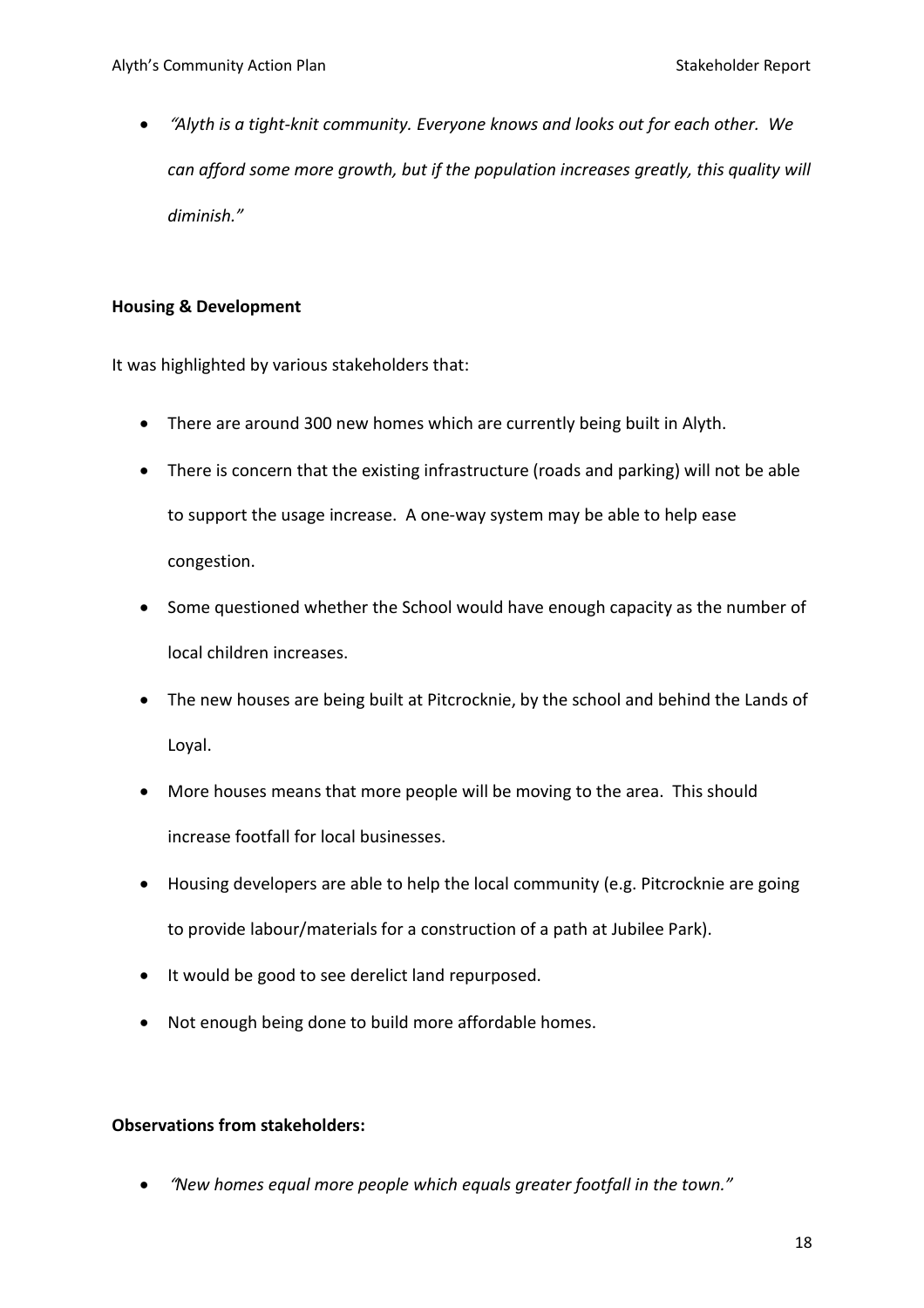- *"Alyth is a tight-knit community. Everyone knows and looks out for each other. We can afford some more growth, but if the population increases greatly, this quality will diminish."*

**Housing & Development**

It was highlighted by various stakeholders that:

- There are around 300 new homes which are currently being built in Alyth.
- There is concern that the existing infrastructure (roads and parking) will not be able to support the usage increase. A one-way system may be able to help ease congestion.
- Some questioned whether the School would have enough capacity as the number of local children increases.
- The new houses are being built at Pitcrocknie, by the school and behind the Lands of Loyal.
- More houses means that more people will be moving to the area. This should increase footfall for local businesses.
- Housing developers are able to help the local community (e.g. Pitcrocknie are going to provide labour/materials for a construction of a path at Jubilee Park).
- It would be good to see derelict land repurposed.
- Not enough being done to build more affordable homes.

**Observations from stakeholders:**

- *"New homes equal more people which equals greater footfall in the town."*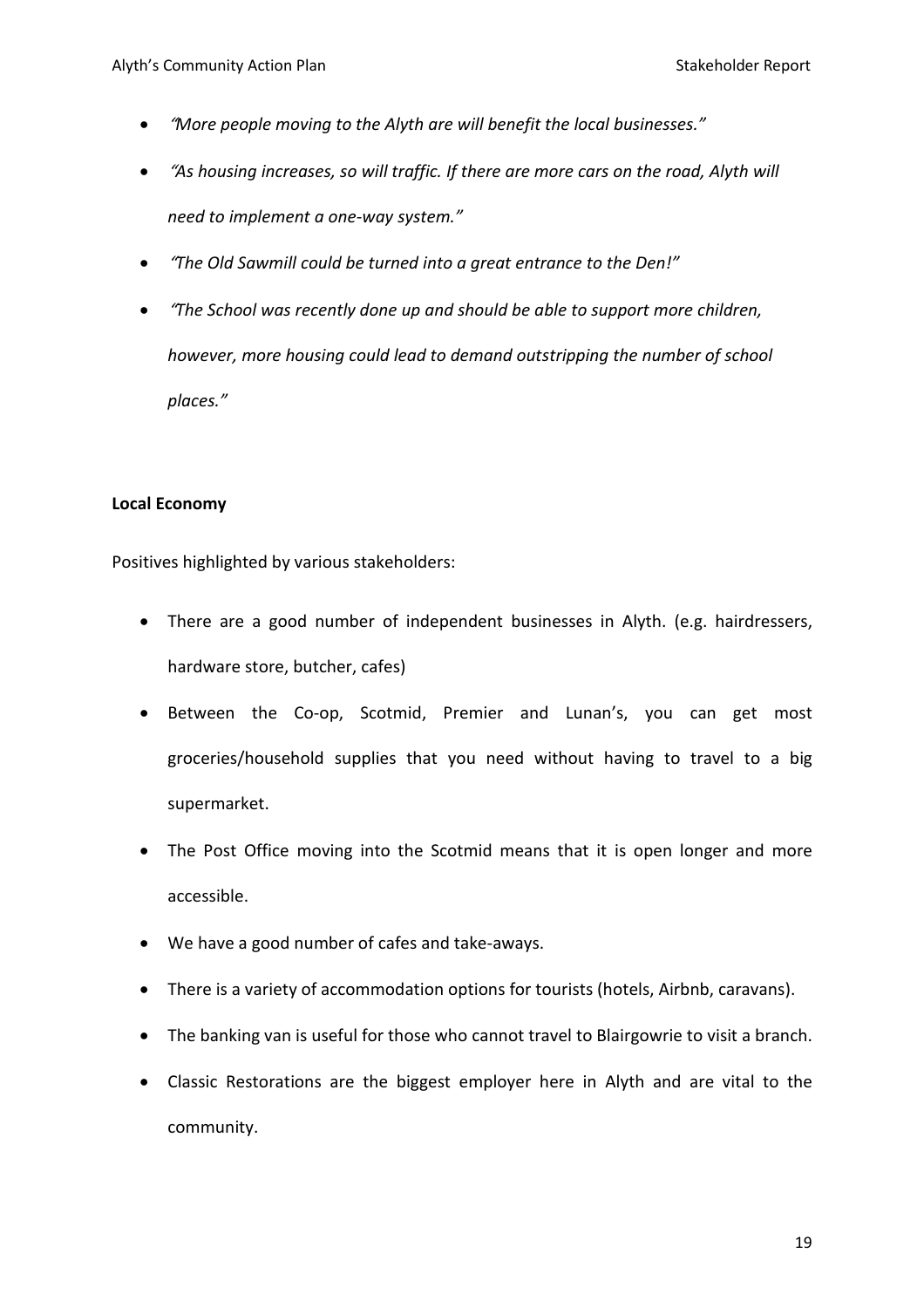- *"More people moving to the Alyth are will benefit the local businesses."*
- *"As housing increases, so will traffic. If there are more cars on the road, Alyth will need to implement a one-way system."*
- *"The Old Sawmill could be turned into a great entrance to the Den!"*
- *"The School was recently done up and should be able to support more children, however, more housing could lead to demand outstripping the number of school places."*

**Local Economy**

Positives highlighted by various stakeholders:

- There are a good number of independent businesses in Alyth. (e.g. hairdressers, hardware store, butcher, cafes)
- Between the Co-op, Scotmid, Premier and Lunan's, you can get most groceries/household supplies that you need without having to travel to a big supermarket.
- The Post Office moving into the Scotmid means that it is open longer and more accessible.
- We have a good number of cafes and take-aways.
- There is a variety of accommodation options for tourists (hotels, Airbnb, caravans).
- The banking van is useful for those who cannot travel to Blairgowrie to visit a branch.
- Classic Restorations are the biggest employer here in Alyth and are vital to the community.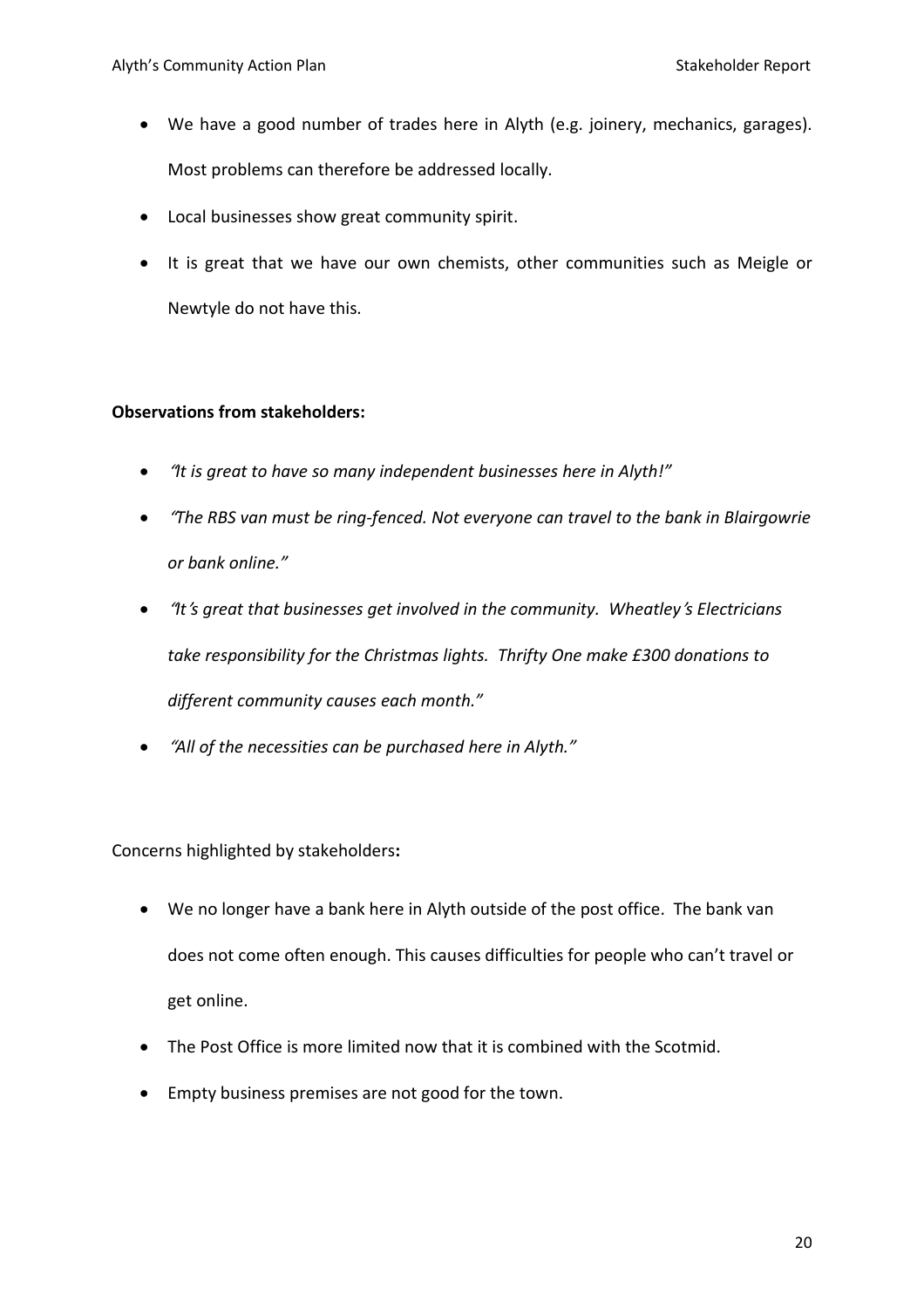- We have a good number of trades here in Alyth (e.g. joinery, mechanics, garages). Most problems can therefore be addressed locally.
- Local businesses show great community spirit.
- It is great that we have our own chemists, other communities such as Meigle or Newtyle do not have this.

**Observations from stakeholders:**

- *"It is great to have so many independent businesses here in Alyth!"*
- *"The RBS van must be ring-fenced. Not everyone can travel to the bank in Blairgowrie or bank online."*
- *"It's great that businesses get involved in the community. Wheatley's Electricians take responsibility for the Christmas lights. Thrifty One make £300 donations to different community causes each month."*
- *"All of the necessities can be purchased here in Alyth."*

Concerns highlighted by stakeholders**:**

- We no longer have a bank here in Alyth outside of the post office. The bank van does not come often enough. This causes difficulties for people who can't travel or get online.
- The Post Office is more limited now that it is combined with the Scotmid.
- Empty business premises are not good for the town.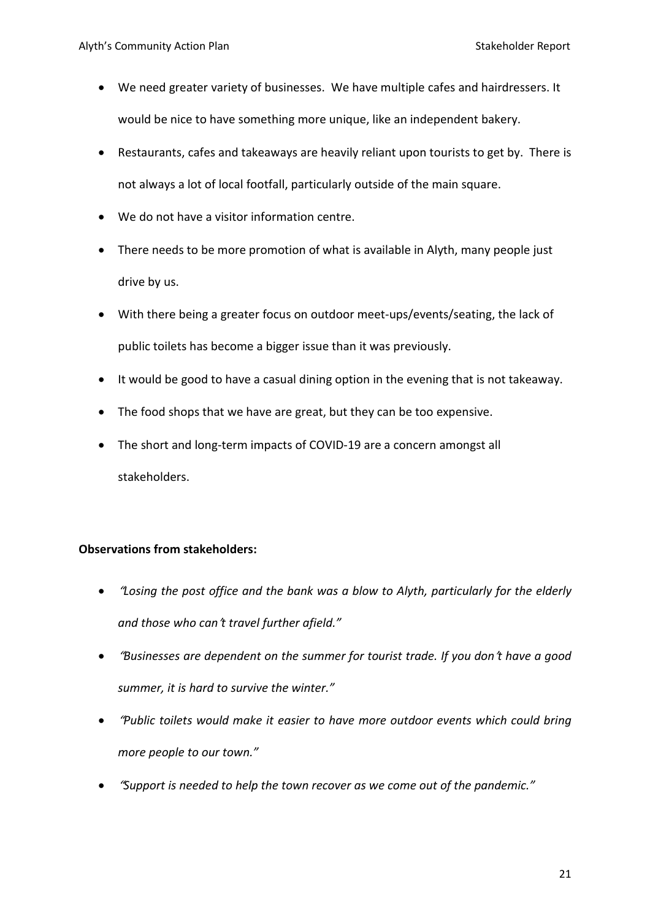- We need greater variety of businesses. We have multiple cafes and hairdressers. It would be nice to have something more unique, like an independent bakery.
- Restaurants, cafes and takeaways are heavily reliant upon tourists to get by. There is not always a lot of local footfall, particularly outside of the main square.
- We do not have a visitor information centre.
- There needs to be more promotion of what is available in Alyth, many people just drive by us.
- With there being a greater focus on outdoor meet-ups/events/seating, the lack of public toilets has become a bigger issue than it was previously.
- It would be good to have a casual dining option in the evening that is not takeaway.
- The food shops that we have are great, but they can be too expensive.
- The short and long-term impacts of COVID-19 are a concern amongst all stakeholders.

**Observations from stakeholders:**

- *"Losing the post office and the bank was a blow to Alyth, particularly for the elderly and those who can't travel further afield."*
- *"Businesses are dependent on the summer for tourist trade. If you don't have a good summer, it is hard to survive the winter."*
- *"Public toilets would make it easier to have more outdoor events which could bring more people to our town."*
- *"Support is needed to help the town recover as we come out of the pandemic."*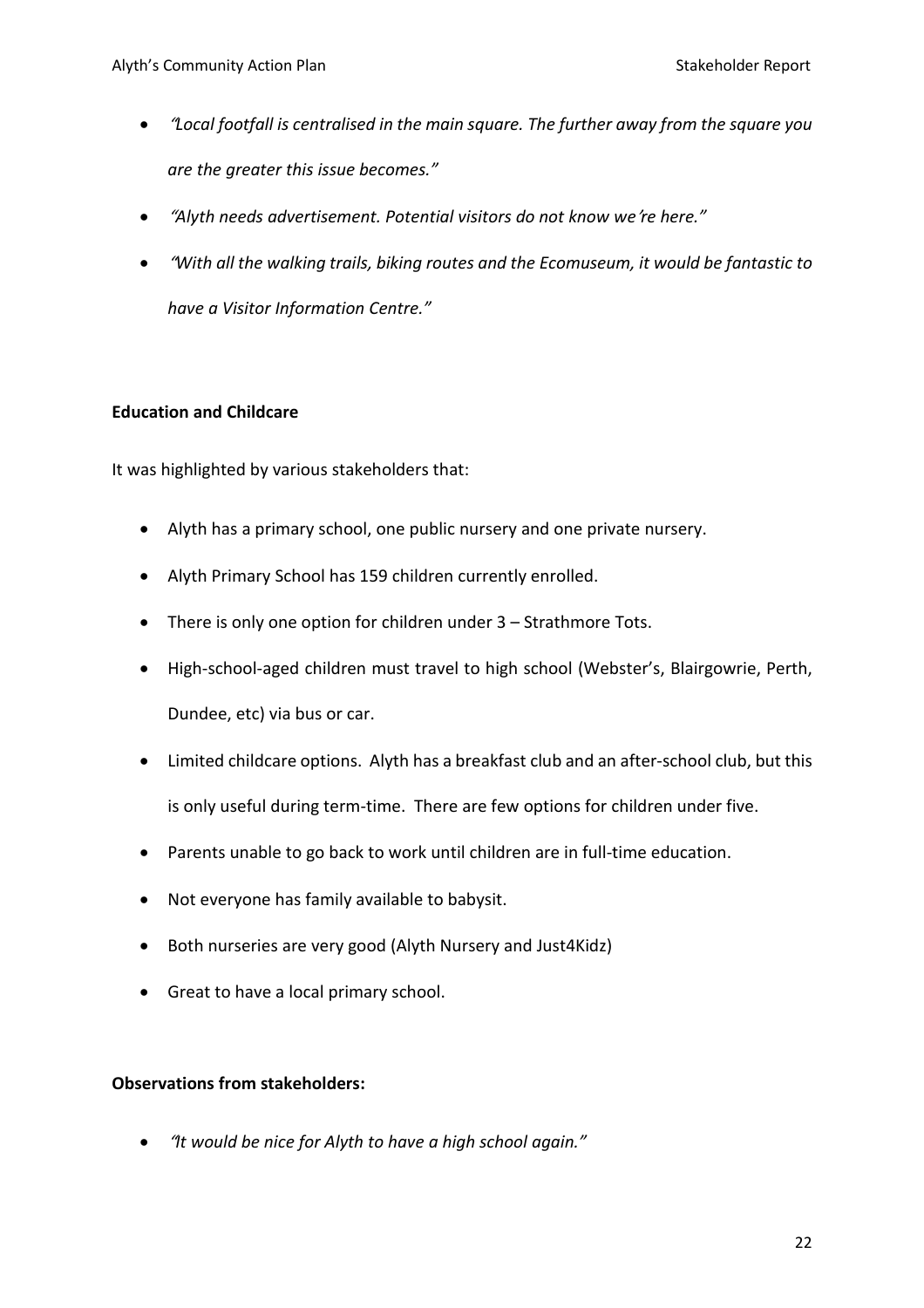- *"Local footfall is centralised in the main square. The further away from the square you are the greater this issue becomes."*
- *"Alyth needs advertisement. Potential visitors do not know we're here."*
- *"With all the walking trails, biking routes and the Ecomuseum, it would be fantastic to have a Visitor Information Centre."*

**Education and Childcare**

It was highlighted by various stakeholders that:

- Alyth has a primary school, one public nursery and one private nursery.
- Alyth Primary School has 159 children currently enrolled.
- There is only one option for children under 3 – Strathmore Tots.
- High-school-aged children must travel to high school (Webster's, Blairgowrie, Perth, Dundee, etc) via bus or car.
- Limited childcare options. Alyth has a breakfast club and an after-school club, but this is only useful during term-time. There are few options for children under five.
- Parents unable to go back to work until children are in full-time education.
- Not everyone has family available to babysit.
- Both nurseries are very good (Alyth Nursery and Just4Kidz)
- Great to have a local primary school.

**Observations from stakeholders:**

- *"It would be nice for Alyth to have a high school again."*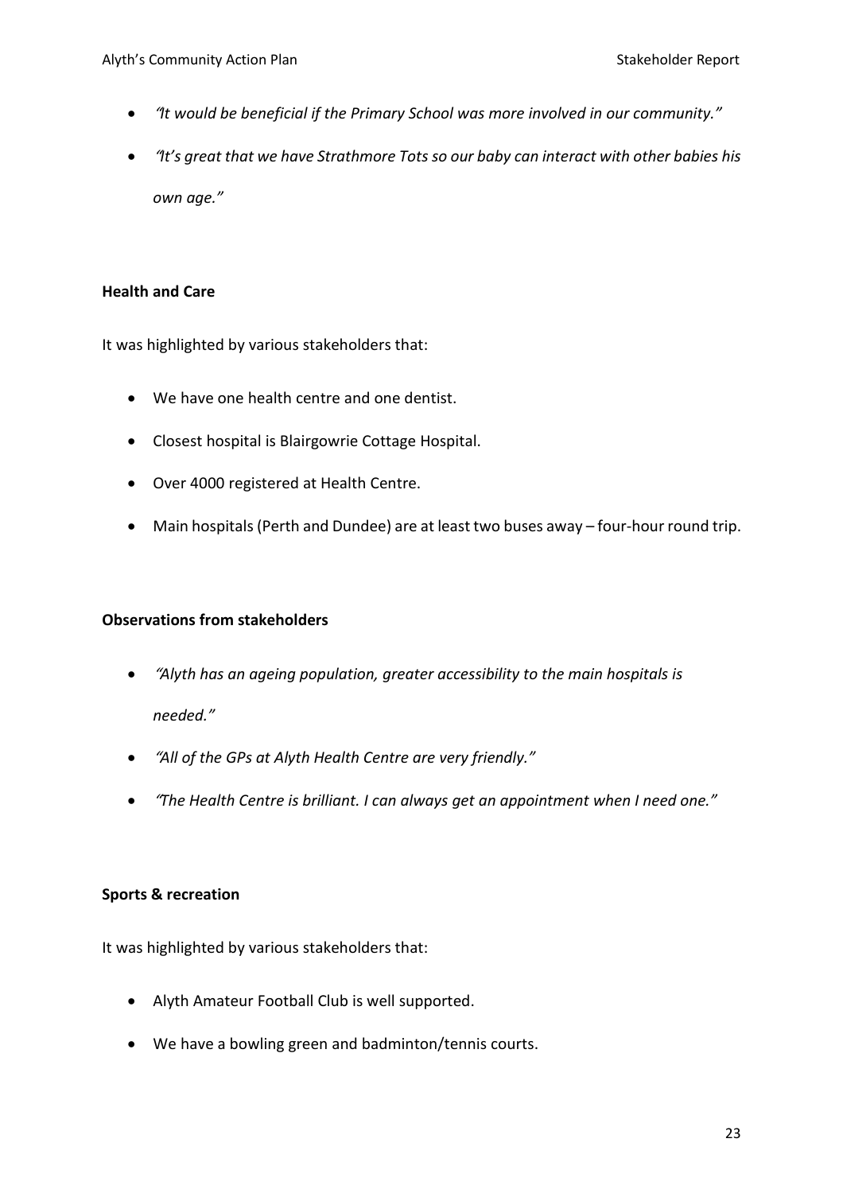- *"It would be beneficial if the Primary School was more involved in our community."*
- *"It's great that we have Strathmore Tots so our baby can interact with other babies his own age."*

**Health and Care**

It was highlighted by various stakeholders that:

- We have one health centre and one dentist.
- Closest hospital is Blairgowrie Cottage Hospital.
- Over 4000 registered at Health Centre.
- Main hospitals (Perth and Dundee) are at least two buses away – four-hour round trip.

**Observations from stakeholders**

- *"Alyth has an ageing population, greater accessibility to the main hospitals is needed."*
- *"All of the GPs at Alyth Health Centre are very friendly."*
- *"The Health Centre is brilliant. I can always get an appointment when I need one."*

**Sports & recreation**

It was highlighted by various stakeholders that:

- Alyth Amateur Football Club is well supported.
- We have a bowling green and badminton/tennis courts.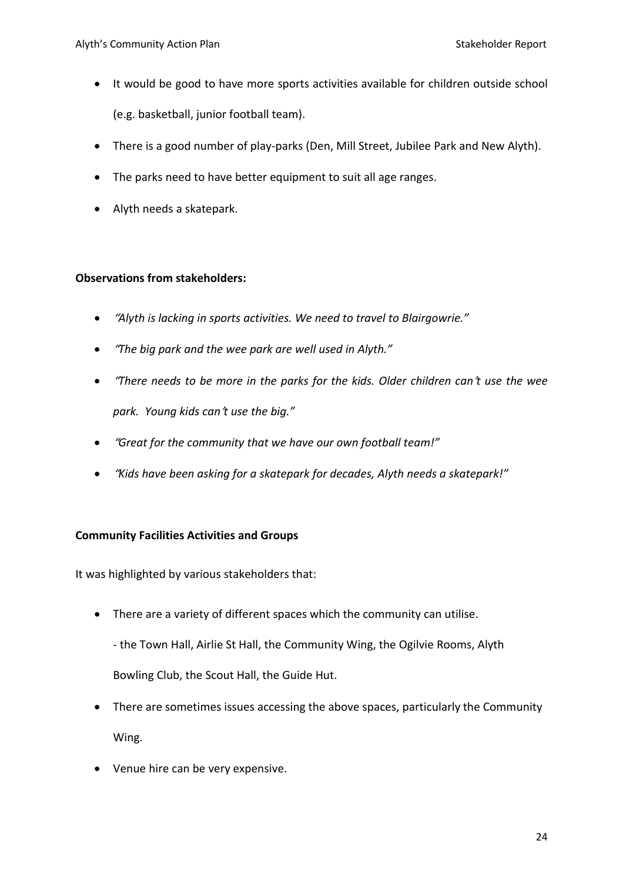- It would be good to have more sports activities available for children outside school (e.g. basketball, junior football team).
- There is a good number of play-parks (Den, Mill Street, Jubilee Park and New Alyth).
- The parks need to have better equipment to suit all age ranges.
- Alyth needs a skatepark.

**Observations from stakeholders:**

- *"Alyth is lacking in sports activities. We need to travel to Blairgowrie."*
- *"The big park and the wee park are well used in Alyth."*
- *"There needs to be more in the parks for the kids. Older children can't use the wee park. Young kids can't use the big."*
- *"Great for the community that we have our own football team!"*
- *"Kids have been asking for a skatepark for decades, Alyth needs a skatepark!"*

**Community Facilities Activities and Groups**

It was highlighted by various stakeholders that:

- There are a variety of different spaces which the community can utilise.

  - the Town Hall, Airlie St Hall, the Community Wing, the Ogilvie Rooms, Alyth Bowling Club, the Scout Hall, the Guide Hut.
- There are sometimes issues accessing the above spaces, particularly the Community Wing.
- Venue hire can be very expensive.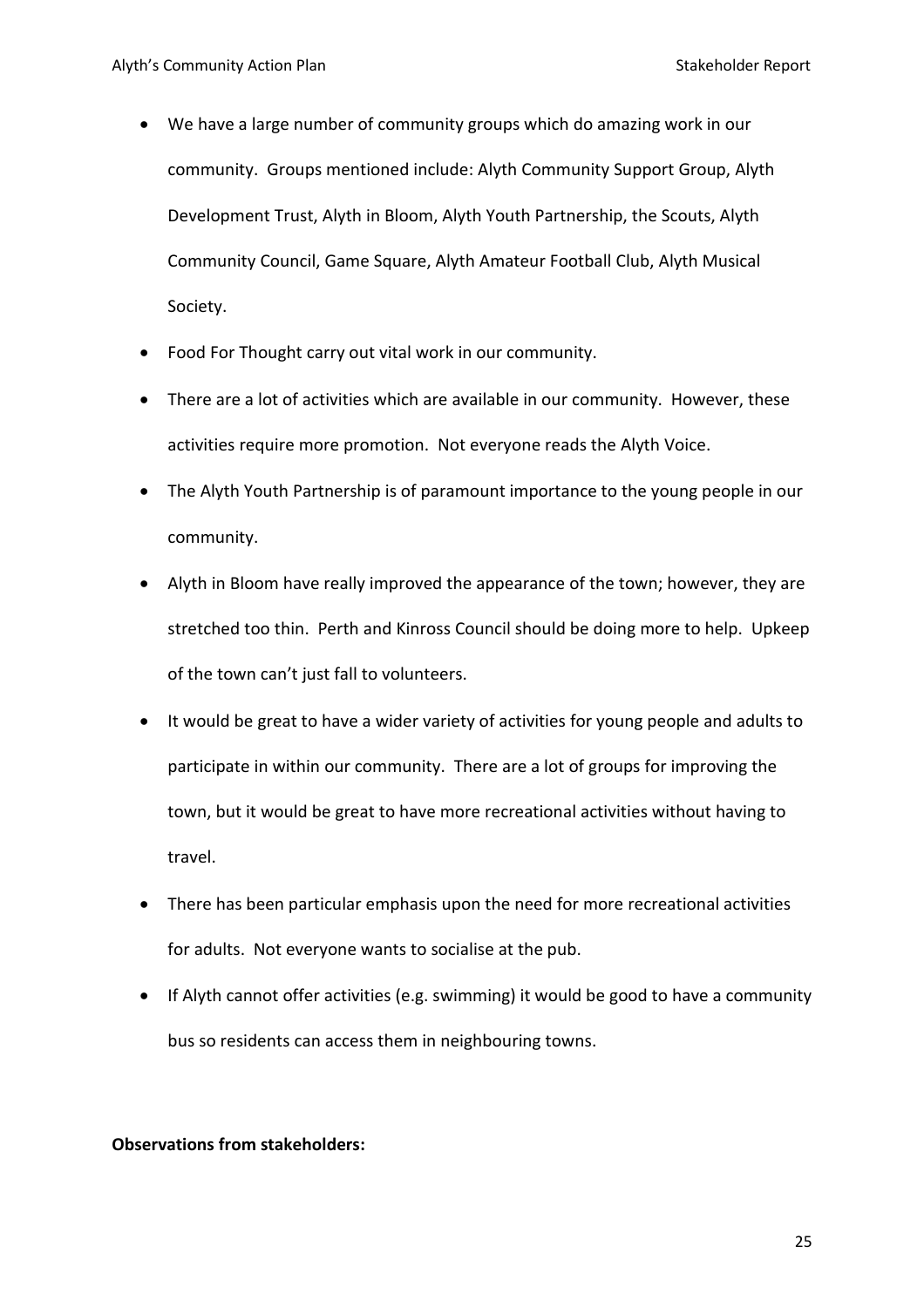- We have a large number of community groups which do amazing work in our community. Groups mentioned include: Alyth Community Support Group, Alyth Development Trust, Alyth in Bloom, Alyth Youth Partnership, the Scouts, Alyth Community Council, Game Square, Alyth Amateur Football Club, Alyth Musical Society.
- Food For Thought carry out vital work in our community.
- There are a lot of activities which are available in our community. However, these activities require more promotion. Not everyone reads the Alyth Voice.
- The Alyth Youth Partnership is of paramount importance to the young people in our community.
- Alyth in Bloom have really improved the appearance of the town; however, they are stretched too thin. Perth and Kinross Council should be doing more to help. Upkeep of the town can't just fall to volunteers.
- It would be great to have a wider variety of activities for young people and adults to participate in within our community. There are a lot of groups for improving the town, but it would be great to have more recreational activities without having to travel.
- There has been particular emphasis upon the need for more recreational activities for adults. Not everyone wants to socialise at the pub.
- If Alyth cannot offer activities (e.g. swimming) it would be good to have a community bus so residents can access them in neighbouring towns.

**Observations from stakeholders:**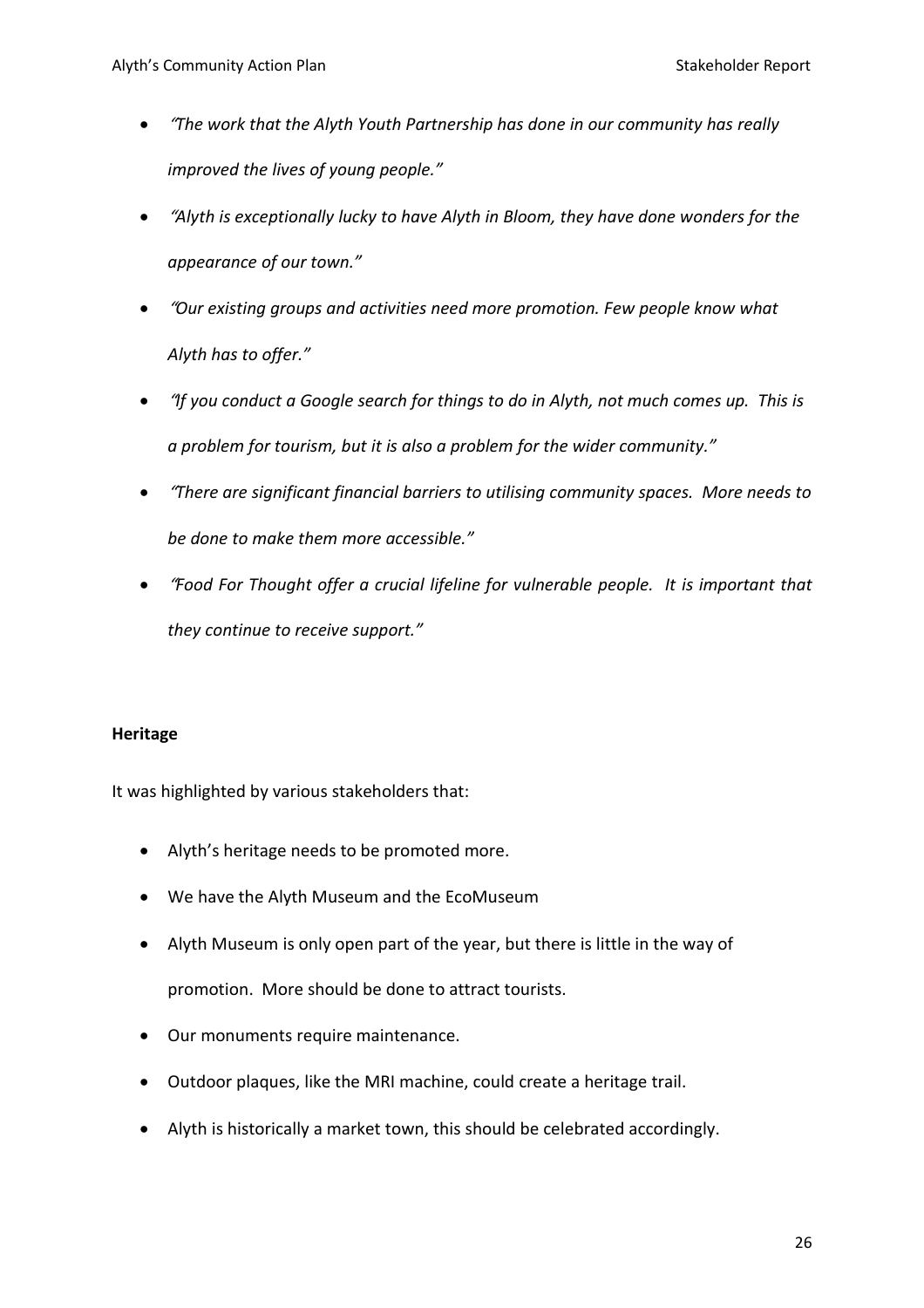- *"The work that the Alyth Youth Partnership has done in our community has really improved the lives of young people."*
- *"Alyth is exceptionally lucky to have Alyth in Bloom, they have done wonders for the appearance of our town."*
- *"Our existing groups and activities need more promotion. Few people know what Alyth has to offer."*
- *"If you conduct a Google search for things to do in Alyth, not much comes up. This is a problem for tourism, but it is also a problem for the wider community."*
- *"There are significant financial barriers to utilising community spaces. More needs to be done to make them more accessible."*
- *"Food For Thought offer a crucial lifeline for vulnerable people. It is important that they continue to receive support."*

**Heritage**

It was highlighted by various stakeholders that:

- Alyth's heritage needs to be promoted more.
- We have the Alyth Museum and the EcoMuseum
- Alyth Museum is only open part of the year, but there is little in the way of promotion. More should be done to attract tourists.
- Our monuments require maintenance.
- Outdoor plaques, like the MRI machine, could create a heritage trail.
- Alyth is historically a market town, this should be celebrated accordingly.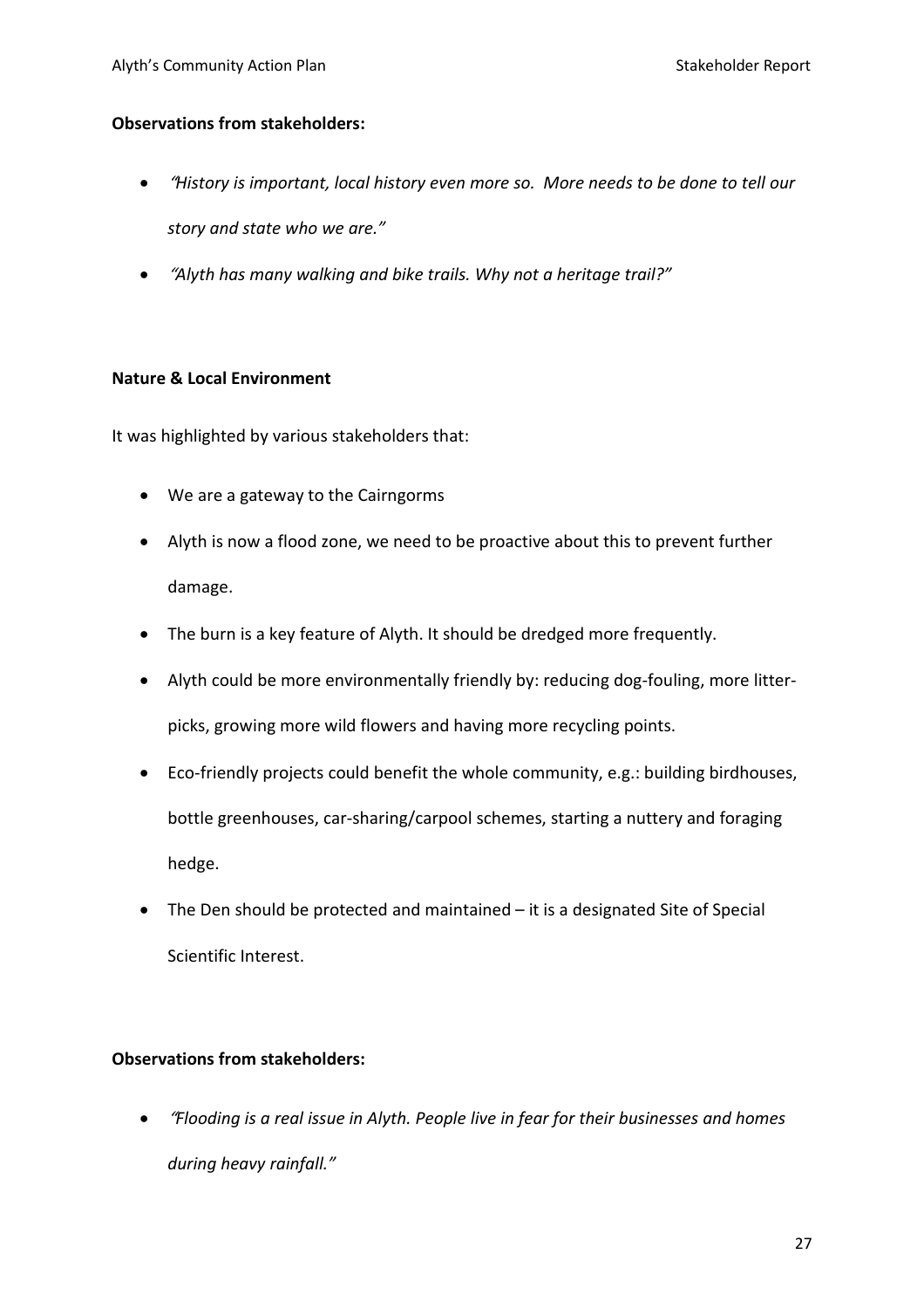**Observations from stakeholders:**

- *"History is important, local history even more so. More needs to be done to tell our story and state who we are."*
- *"Alyth has many walking and bike trails. Why not a heritage trail?"*

**Nature & Local Environment**

It was highlighted by various stakeholders that:

- We are a gateway to the Cairngorms
- Alyth is now a flood zone, we need to be proactive about this to prevent further damage.
- The burn is a key feature of Alyth. It should be dredged more frequently.
- Alyth could be more environmentally friendly by: reducing dog-fouling, more litter-picks, growing more wild flowers and having more recycling points.
- Eco-friendly projects could benefit the whole community, e.g.: building birdhouses, bottle greenhouses, car-sharing/carpool schemes, starting a nuttery and foraging hedge.
- The Den should be protected and maintained – it is a designated Site of Special Scientific Interest.

**Observations from stakeholders:**

- *"Flooding is a real issue in Alyth. People live in fear for their businesses and homes during heavy rainfall."*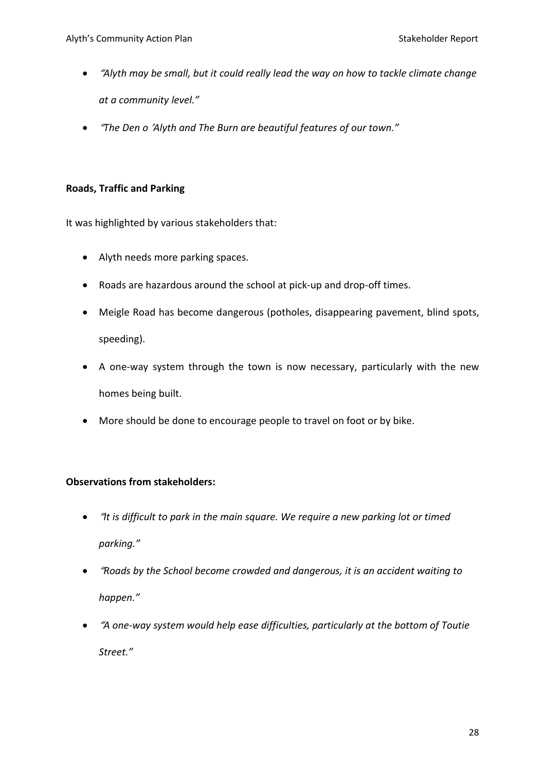- *"Alyth may be small, but it could really lead the way on how to tackle climate change at a community level."*
- *"The Den o 'Alyth and The Burn are beautiful features of our town."*

**Roads, Traffic and Parking**

It was highlighted by various stakeholders that:

- Alyth needs more parking spaces.
- Roads are hazardous around the school at pick-up and drop-off times.
- Meigle Road has become dangerous (potholes, disappearing pavement, blind spots, speeding).
- A one-way system through the town is now necessary, particularly with the new homes being built.
- More should be done to encourage people to travel on foot or by bike.

**Observations from stakeholders:**

- *"It is difficult to park in the main square. We require a new parking lot or timed parking."*
- *"Roads by the School become crowded and dangerous, it is an accident waiting to happen."*
- *"A one-way system would help ease difficulties, particularly at the bottom of Toutie Street."*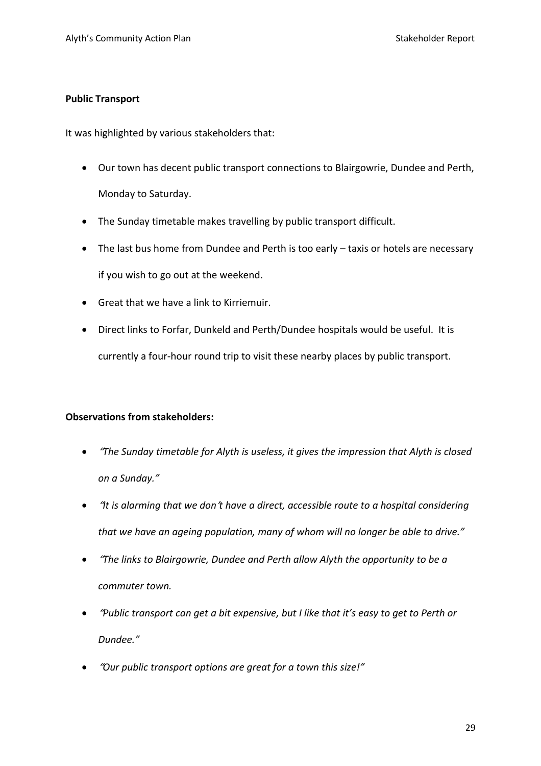**Public Transport**

It was highlighted by various stakeholders that:

- Our town has decent public transport connections to Blairgowrie, Dundee and Perth, Monday to Saturday.
- The Sunday timetable makes travelling by public transport difficult.
- The last bus home from Dundee and Perth is too early – taxis or hotels are necessary if you wish to go out at the weekend.
- Great that we have a link to Kirriemuir.
- Direct links to Forfar, Dunkeld and Perth/Dundee hospitals would be useful. It is currently a four-hour round trip to visit these nearby places by public transport.

**Observations from stakeholders:**

- *"The Sunday timetable for Alyth is useless, it gives the impression that Alyth is closed on a Sunday."*
- *"It is alarming that we don't have a direct, accessible route to a hospital considering that we have an ageing population, many of whom will no longer be able to drive."*
- *"The links to Blairgowrie, Dundee and Perth allow Alyth the opportunity to be a commuter town.*
- *"Public transport can get a bit expensive, but I like that it's easy to get to Perth or Dundee."*
- *"Our public transport options are great for a town this size!"*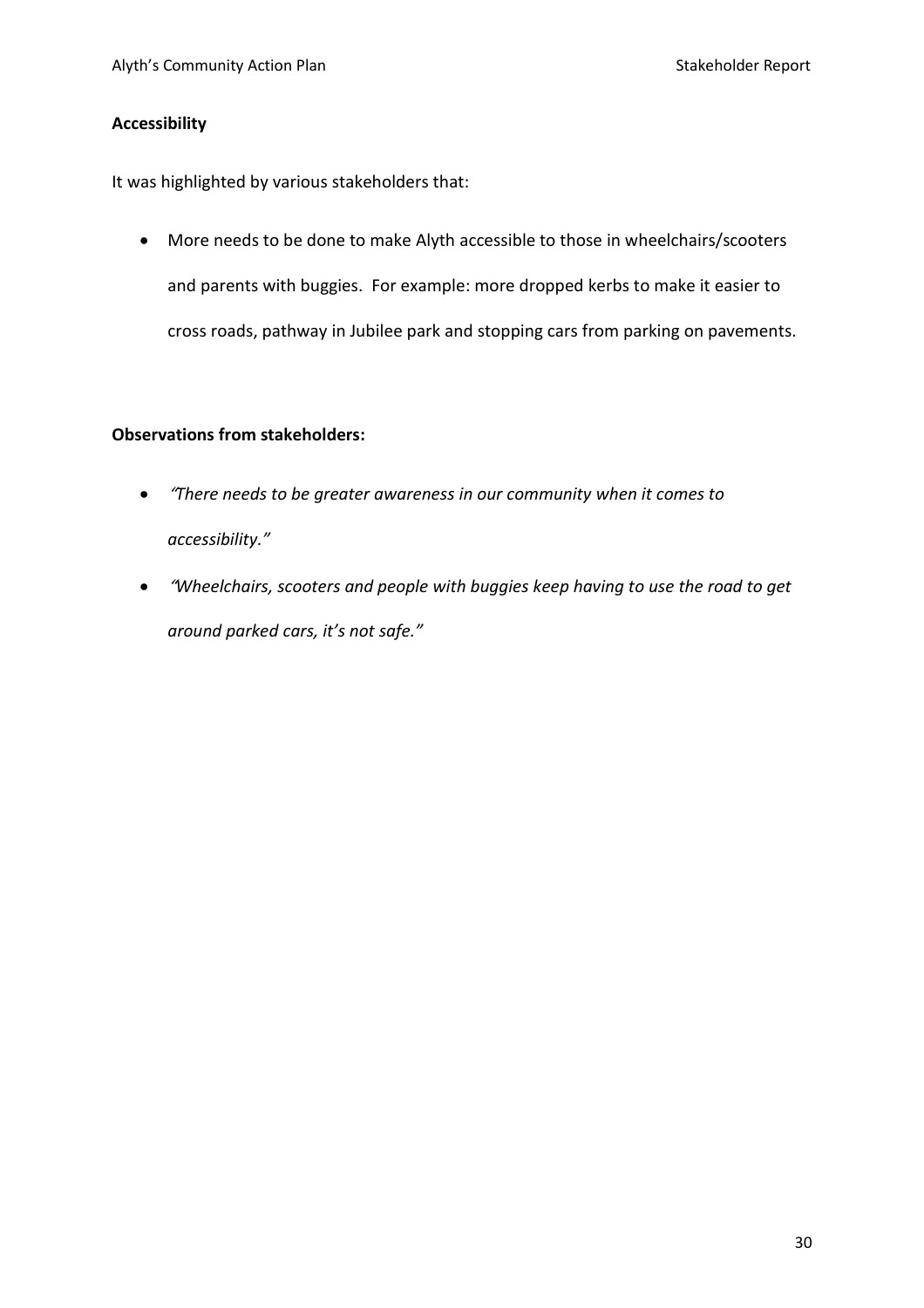**Accessibility**

It was highlighted by various stakeholders that:

- More needs to be done to make Alyth accessible to those in wheelchairs/scooters and parents with buggies. For example: more dropped kerbs to make it easier to cross roads, pathway in Jubilee park and stopping cars from parking on pavements.

**Observations from stakeholders:**

- *"There needs to be greater awareness in our community when it comes to accessibility."*
- *"Wheelchairs, scooters and people with buggies keep having to use the road to get around parked cars, it's not safe."*